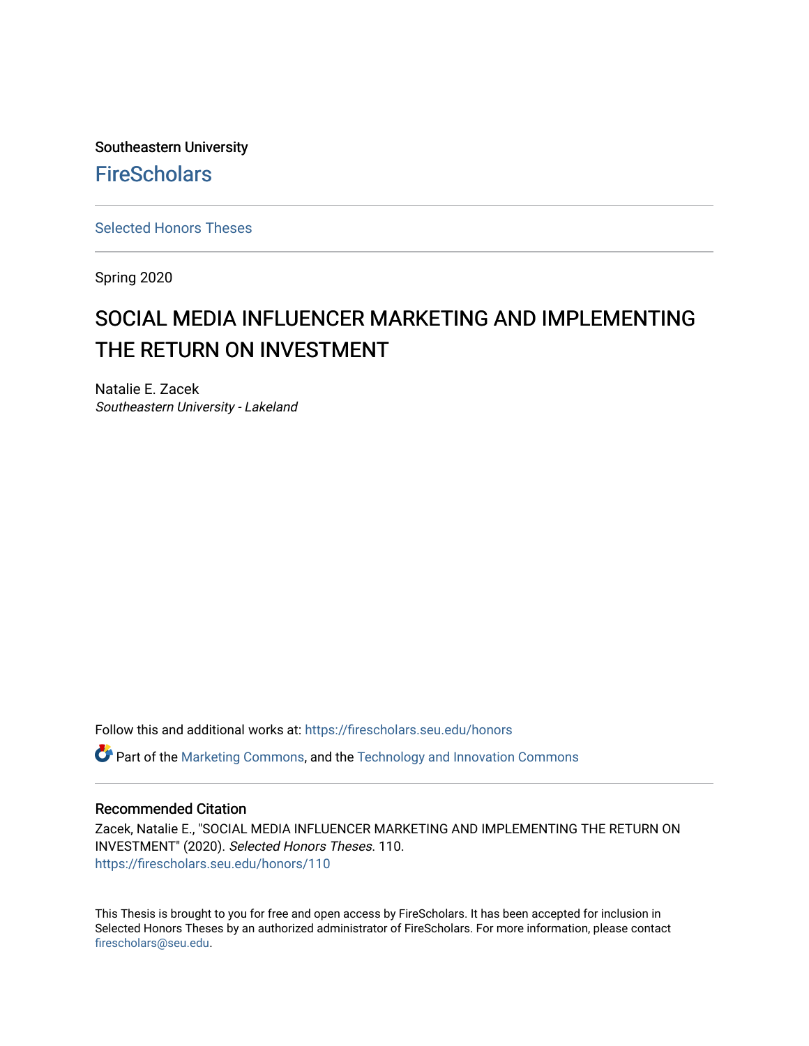Southeastern University

FireScholars

Selected Honors Theses

Spring 2020

# SOCIAL MEDIA INFLUENCER MARKETING AND IMPLEMENTING THE RETURN ON INVESTMENT

Natalie E. Zacek
*Southeastern University - Lakeland*

Follow this and additional works at: https://firescholars.seu.edu/honors

Part of the Marketing Commons, and the Technology and Innovation Commons

## Recommended Citation

Zacek, Natalie E., "SOCIAL MEDIA INFLUENCER MARKETING AND IMPLEMENTING THE RETURN ON INVESTMENT" (2020). *Selected Honors Theses*. 110.
https://firescholars.seu.edu/honors/110

This Thesis is brought to you for free and open access by FireScholars. It has been accepted for inclusion in Selected Honors Theses by an authorized administrator of FireScholars. For more information, please contact firescholars@seu.edu.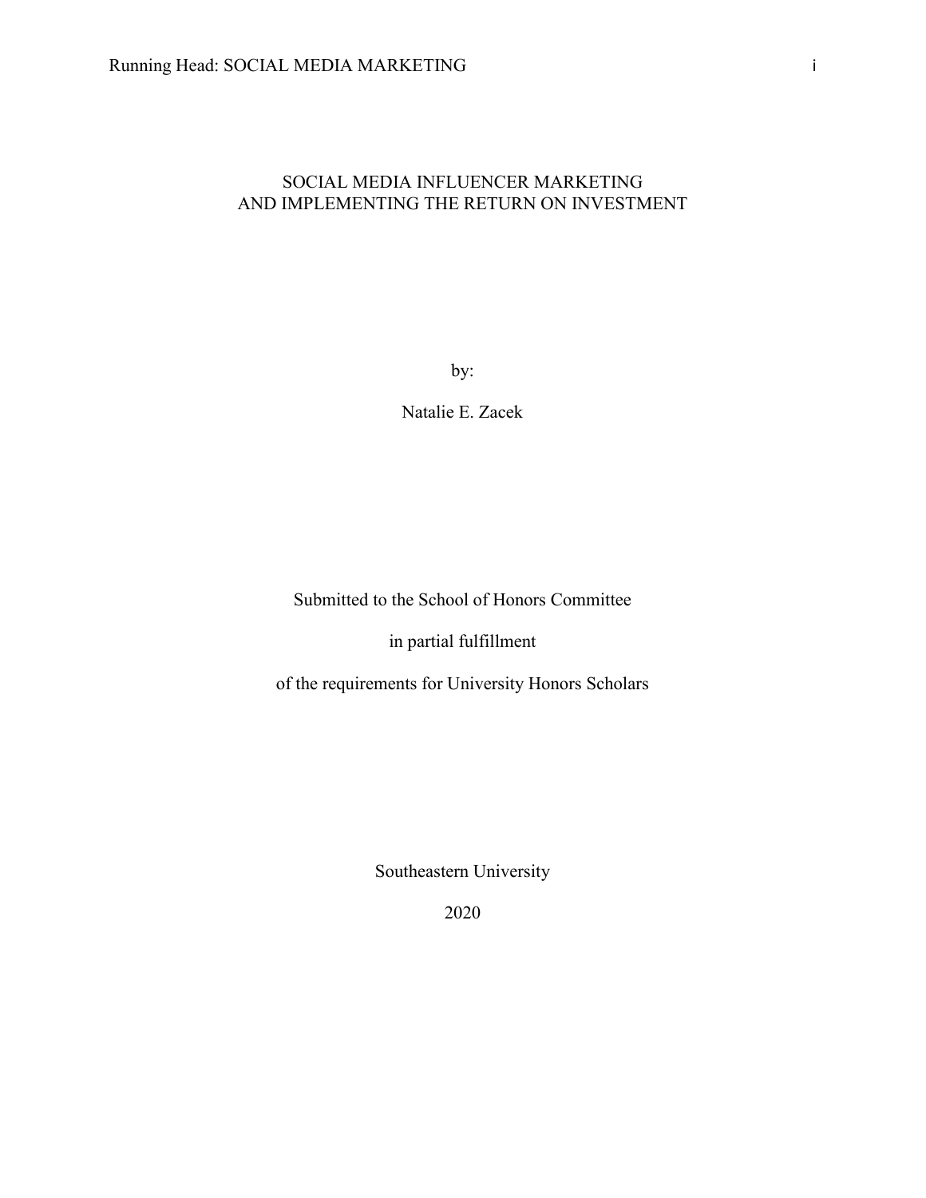# SOCIAL MEDIA INFLUENCER MARKETING AND IMPLEMENTING THE RETURN ON INVESTMENT

by:

Natalie E. Zacek

Submitted to the School of Honors Committee

in partial fulfillment

of the requirements for University Honors Scholars

Southeastern University

2020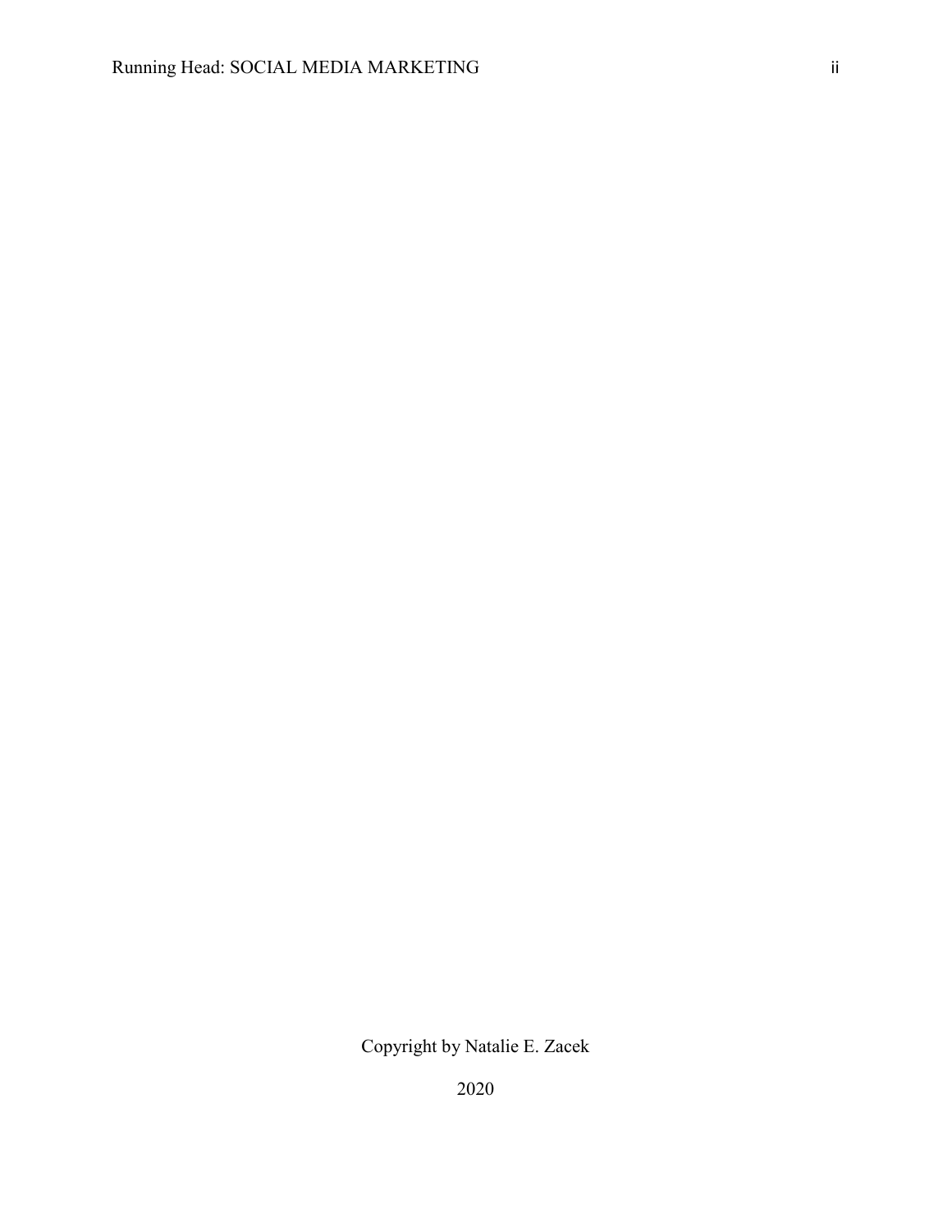Copyright by Natalie E. Zacek

2020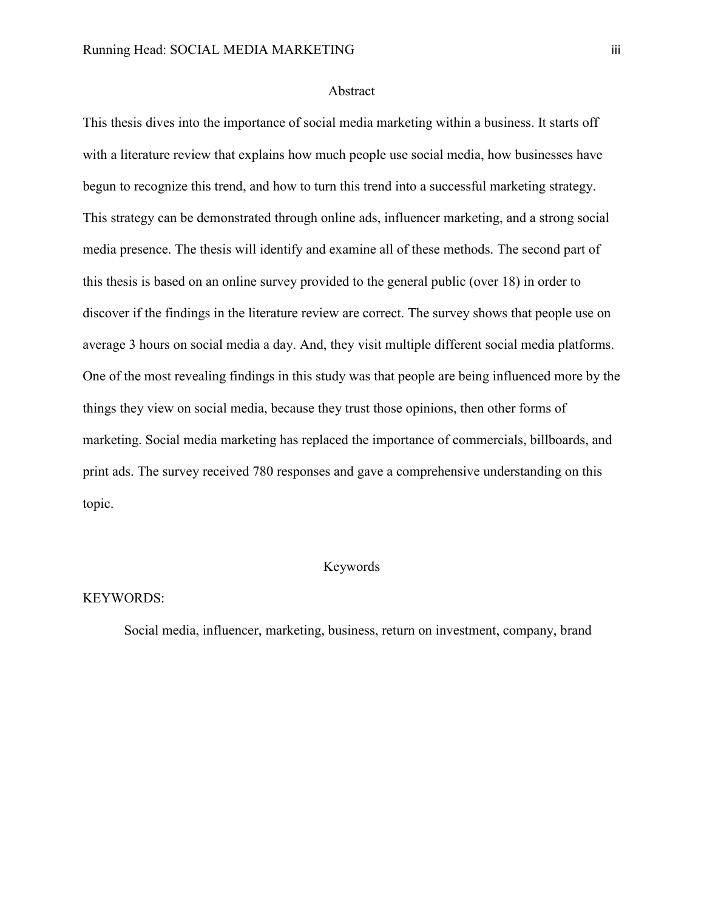## Abstract

This thesis dives into the importance of social media marketing within a business. It starts off with a literature review that explains how much people use social media, how businesses have begun to recognize this trend, and how to turn this trend into a successful marketing strategy. This strategy can be demonstrated through online ads, influencer marketing, and a strong social media presence. The thesis will identify and examine all of these methods. The second part of this thesis is based on an online survey provided to the general public (over 18) in order to discover if the findings in the literature review are correct. The survey shows that people use on average 3 hours on social media a day. And, they visit multiple different social media platforms. One of the most revealing findings in this study was that people are being influenced more by the things they view on social media, because they trust those opinions, then other forms of marketing. Social media marketing has replaced the importance of commercials, billboards, and print ads. The survey received 780 responses and gave a comprehensive understanding on this topic.

## Keywords

KEYWORDS:

Social media, influencer, marketing, business, return on investment, company, brand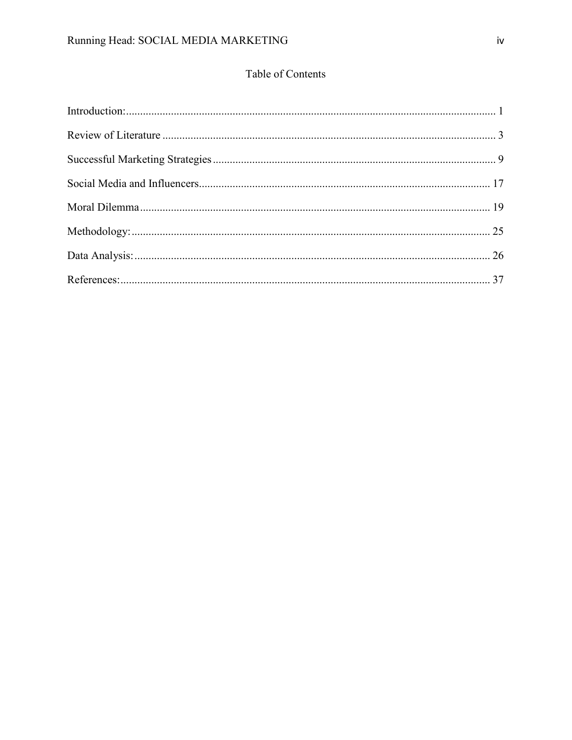# Table of Contents

Introduction: ........................................................................................................................ 1

Review of Literature ............................................................................................................ 3

Successful Marketing Strategies .......................................................................................... 9

Social Media and Influencers ............................................................................................. 17

Moral Dilemma .................................................................................................................. 19

Methodology: ..................................................................................................................... 25

Data Analysis: .................................................................................................................... 26

References: ......................................................................................................................... 37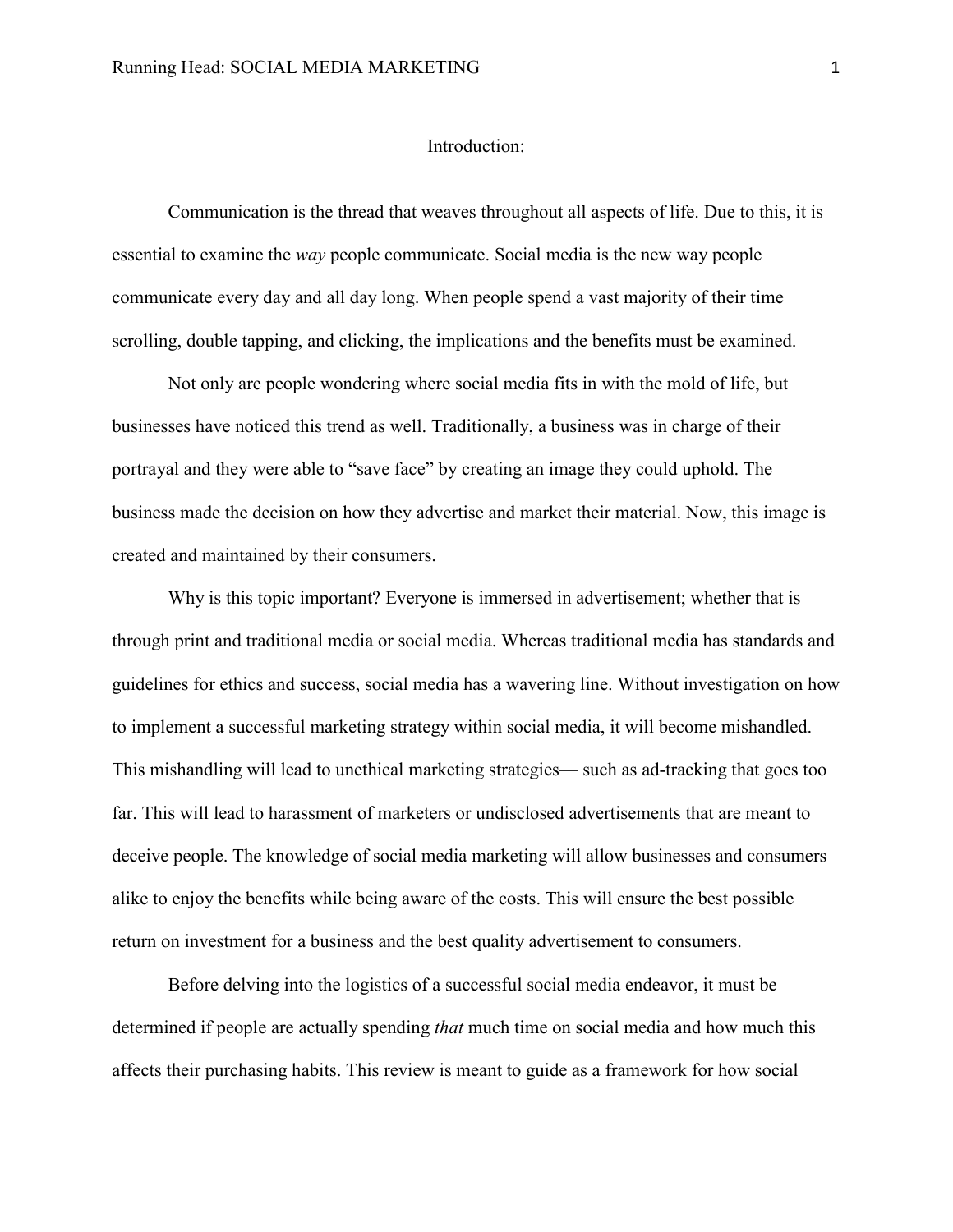# Introduction:

Communication is the thread that weaves throughout all aspects of life. Due to this, it is essential to examine the *way* people communicate. Social media is the new way people communicate every day and all day long. When people spend a vast majority of their time scrolling, double tapping, and clicking, the implications and the benefits must be examined.

Not only are people wondering where social media fits in with the mold of life, but businesses have noticed this trend as well. Traditionally, a business was in charge of their portrayal and they were able to "save face" by creating an image they could uphold. The business made the decision on how they advertise and market their material. Now, this image is created and maintained by their consumers.

Why is this topic important? Everyone is immersed in advertisement; whether that is through print and traditional media or social media. Whereas traditional media has standards and guidelines for ethics and success, social media has a wavering line. Without investigation on how to implement a successful marketing strategy within social media, it will become mishandled. This mishandling will lead to unethical marketing strategies— such as ad-tracking that goes too far. This will lead to harassment of marketers or undisclosed advertisements that are meant to deceive people. The knowledge of social media marketing will allow businesses and consumers alike to enjoy the benefits while being aware of the costs. This will ensure the best possible return on investment for a business and the best quality advertisement to consumers.

Before delving into the logistics of a successful social media endeavor, it must be determined if people are actually spending *that* much time on social media and how much this affects their purchasing habits. This review is meant to guide as a framework for how social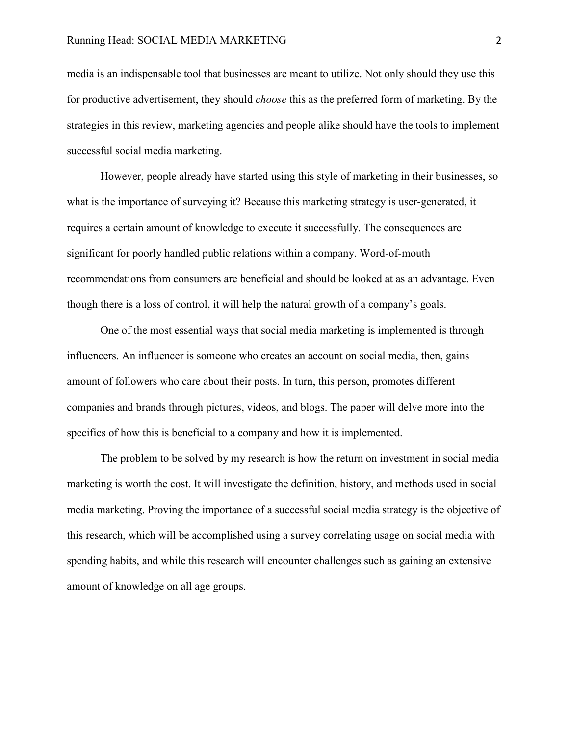media is an indispensable tool that businesses are meant to utilize. Not only should they use this for productive advertisement, they should *choose* this as the preferred form of marketing. By the strategies in this review, marketing agencies and people alike should have the tools to implement successful social media marketing.

However, people already have started using this style of marketing in their businesses, so what is the importance of surveying it? Because this marketing strategy is user-generated, it requires a certain amount of knowledge to execute it successfully. The consequences are significant for poorly handled public relations within a company. Word-of-mouth recommendations from consumers are beneficial and should be looked at as an advantage. Even though there is a loss of control, it will help the natural growth of a company's goals.

One of the most essential ways that social media marketing is implemented is through influencers. An influencer is someone who creates an account on social media, then, gains amount of followers who care about their posts. In turn, this person, promotes different companies and brands through pictures, videos, and blogs. The paper will delve more into the specifics of how this is beneficial to a company and how it is implemented.

The problem to be solved by my research is how the return on investment in social media marketing is worth the cost. It will investigate the definition, history, and methods used in social media marketing. Proving the importance of a successful social media strategy is the objective of this research, which will be accomplished using a survey correlating usage on social media with spending habits, and while this research will encounter challenges such as gaining an extensive amount of knowledge on all age groups.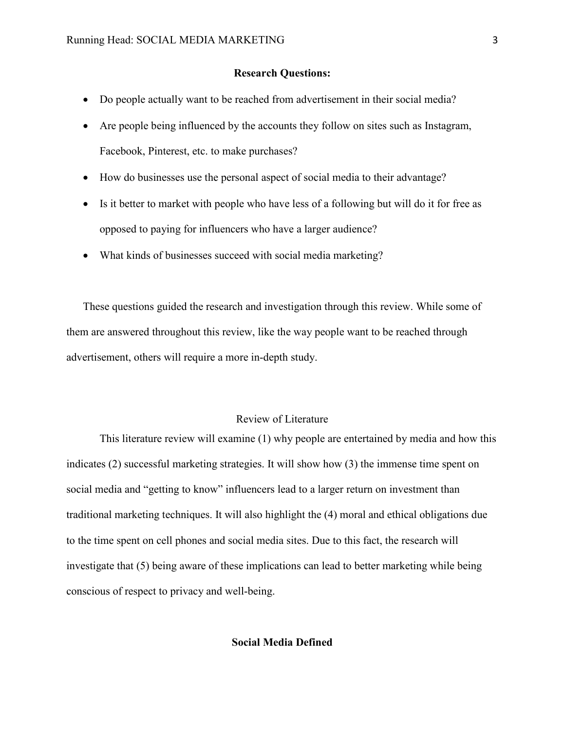**Research Questions:**

- Do people actually want to be reached from advertisement in their social media?
- Are people being influenced by the accounts they follow on sites such as Instagram, Facebook, Pinterest, etc. to make purchases?
- How do businesses use the personal aspect of social media to their advantage?
- Is it better to market with people who have less of a following but will do it for free as opposed to paying for influencers who have a larger audience?
- What kinds of businesses succeed with social media marketing?

These questions guided the research and investigation through this review. While some of them are answered throughout this review, like the way people want to be reached through advertisement, others will require a more in-depth study.

## Review of Literature

This literature review will examine (1) why people are entertained by media and how this indicates (2) successful marketing strategies. It will show how (3) the immense time spent on social media and "getting to know" influencers lead to a larger return on investment than traditional marketing techniques. It will also highlight the (4) moral and ethical obligations due to the time spent on cell phones and social media sites. Due to this fact, the research will investigate that (5) being aware of these implications can lead to better marketing while being conscious of respect to privacy and well-being.

### Social Media Defined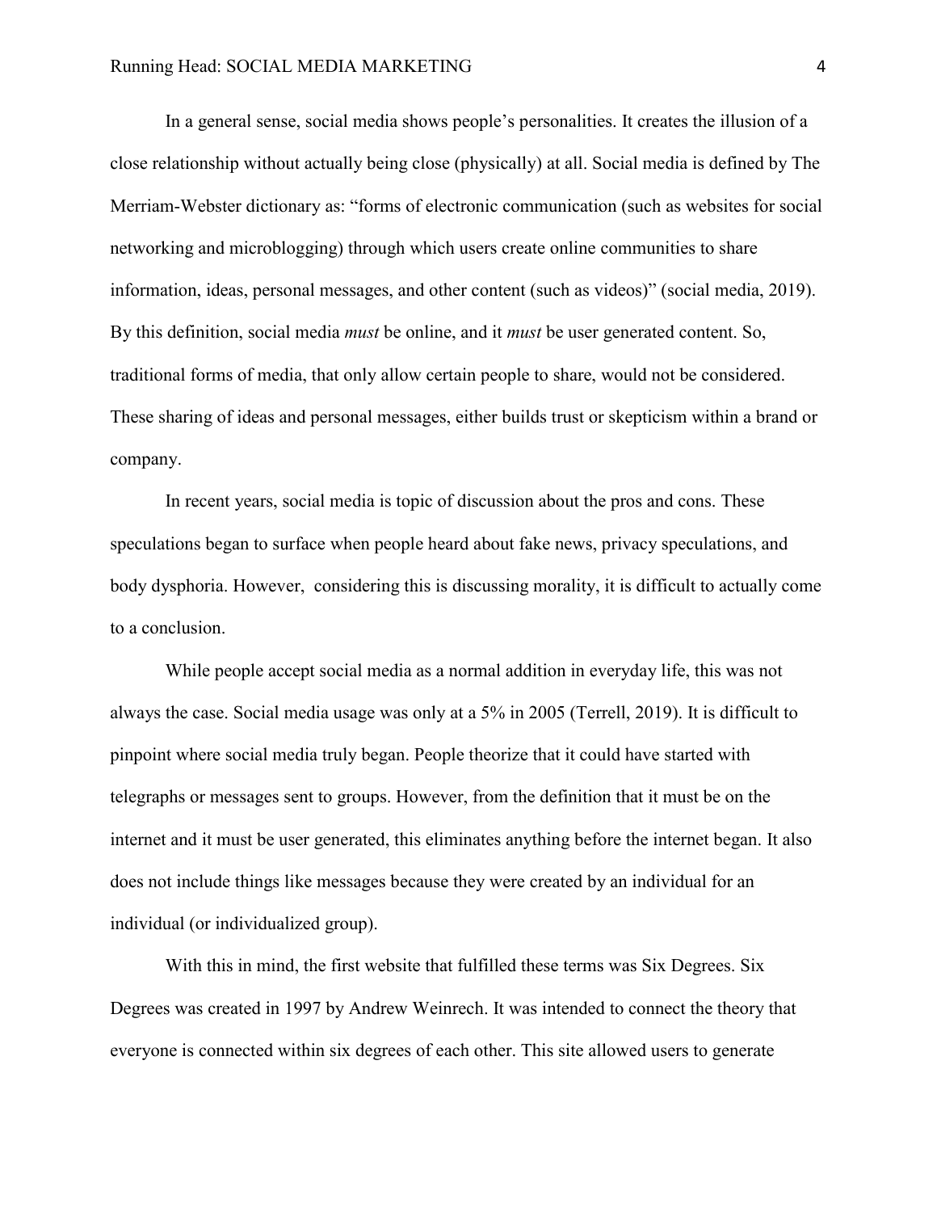In a general sense, social media shows people's personalities. It creates the illusion of a close relationship without actually being close (physically) at all. Social media is defined by The Merriam-Webster dictionary as: "forms of electronic communication (such as websites for social networking and microblogging) through which users create online communities to share information, ideas, personal messages, and other content (such as videos)" (social media, 2019). By this definition, social media *must* be online, and it *must* be user generated content. So, traditional forms of media, that only allow certain people to share, would not be considered. These sharing of ideas and personal messages, either builds trust or skepticism within a brand or company.

In recent years, social media is topic of discussion about the pros and cons. These speculations began to surface when people heard about fake news, privacy speculations, and body dysphoria. However, considering this is discussing morality, it is difficult to actually come to a conclusion.

While people accept social media as a normal addition in everyday life, this was not always the case. Social media usage was only at a 5% in 2005 (Terrell, 2019). It is difficult to pinpoint where social media truly began. People theorize that it could have started with telegraphs or messages sent to groups. However, from the definition that it must be on the internet and it must be user generated, this eliminates anything before the internet began. It also does not include things like messages because they were created by an individual for an individual (or individualized group).

With this in mind, the first website that fulfilled these terms was Six Degrees. Six Degrees was created in 1997 by Andrew Weinrech. It was intended to connect the theory that everyone is connected within six degrees of each other. This site allowed users to generate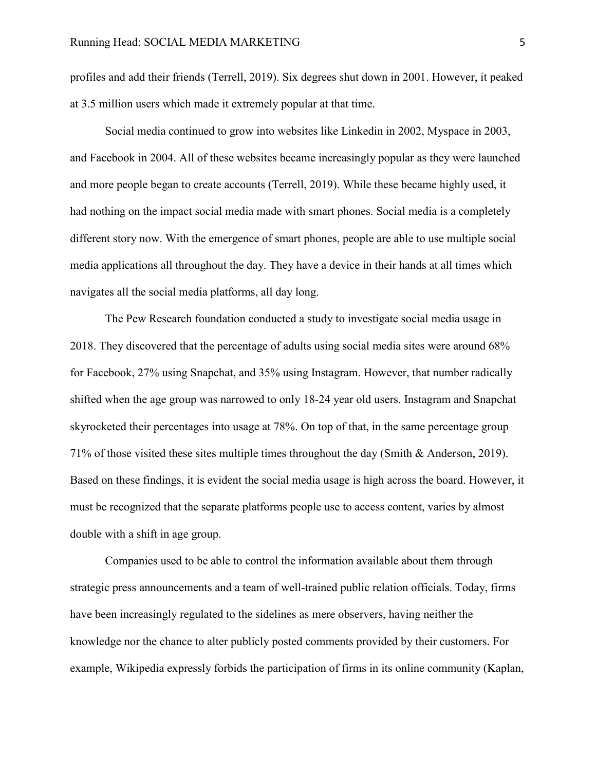profiles and add their friends (Terrell, 2019). Six degrees shut down in 2001. However, it peaked at 3.5 million users which made it extremely popular at that time.

Social media continued to grow into websites like Linkedin in 2002, Myspace in 2003, and Facebook in 2004. All of these websites became increasingly popular as they were launched and more people began to create accounts (Terrell, 2019). While these became highly used, it had nothing on the impact social media made with smart phones. Social media is a completely different story now. With the emergence of smart phones, people are able to use multiple social media applications all throughout the day. They have a device in their hands at all times which navigates all the social media platforms, all day long.

The Pew Research foundation conducted a study to investigate social media usage in 2018. They discovered that the percentage of adults using social media sites were around 68% for Facebook, 27% using Snapchat, and 35% using Instagram. However, that number radically shifted when the age group was narrowed to only 18-24 year old users. Instagram and Snapchat skyrocketed their percentages into usage at 78%. On top of that, in the same percentage group 71% of those visited these sites multiple times throughout the day (Smith & Anderson, 2019). Based on these findings, it is evident the social media usage is high across the board. However, it must be recognized that the separate platforms people use to access content, varies by almost double with a shift in age group.

Companies used to be able to control the information available about them through strategic press announcements and a team of well-trained public relation officials. Today, firms have been increasingly regulated to the sidelines as mere observers, having neither the knowledge nor the chance to alter publicly posted comments provided by their customers. For example, Wikipedia expressly forbids the participation of firms in its online community (Kaplan,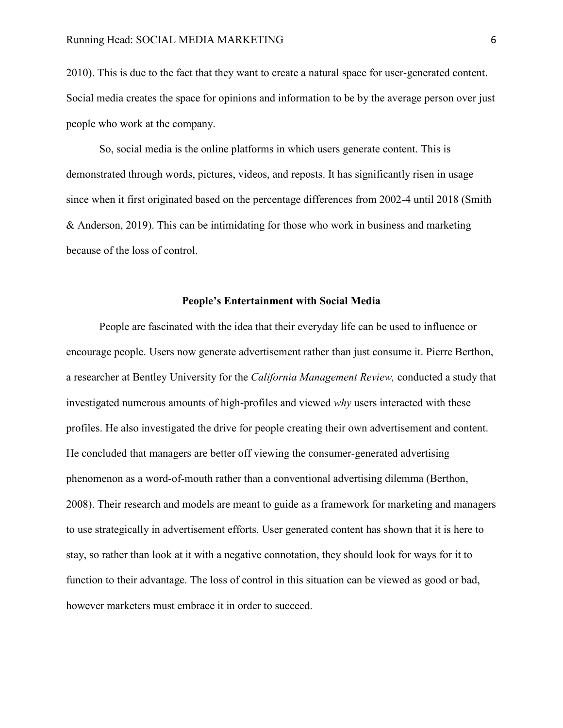2010). This is due to the fact that they want to create a natural space for user-generated content. Social media creates the space for opinions and information to be by the average person over just people who work at the company.

So, social media is the online platforms in which users generate content. This is demonstrated through words, pictures, videos, and reposts. It has significantly risen in usage since when it first originated based on the percentage differences from 2002-4 until 2018 (Smith & Anderson, 2019). This can be intimidating for those who work in business and marketing because of the loss of control.

## People's Entertainment with Social Media

People are fascinated with the idea that their everyday life can be used to influence or encourage people. Users now generate advertisement rather than just consume it. Pierre Berthon, a researcher at Bentley University for the *California Management Review,* conducted a study that investigated numerous amounts of high-profiles and viewed *why* users interacted with these profiles. He also investigated the drive for people creating their own advertisement and content. He concluded that managers are better off viewing the consumer-generated advertising phenomenon as a word-of-mouth rather than a conventional advertising dilemma (Berthon, 2008). Their research and models are meant to guide as a framework for marketing and managers to use strategically in advertisement efforts. User generated content has shown that it is here to stay, so rather than look at it with a negative connotation, they should look for ways for it to function to their advantage. The loss of control in this situation can be viewed as good or bad, however marketers must embrace it in order to succeed.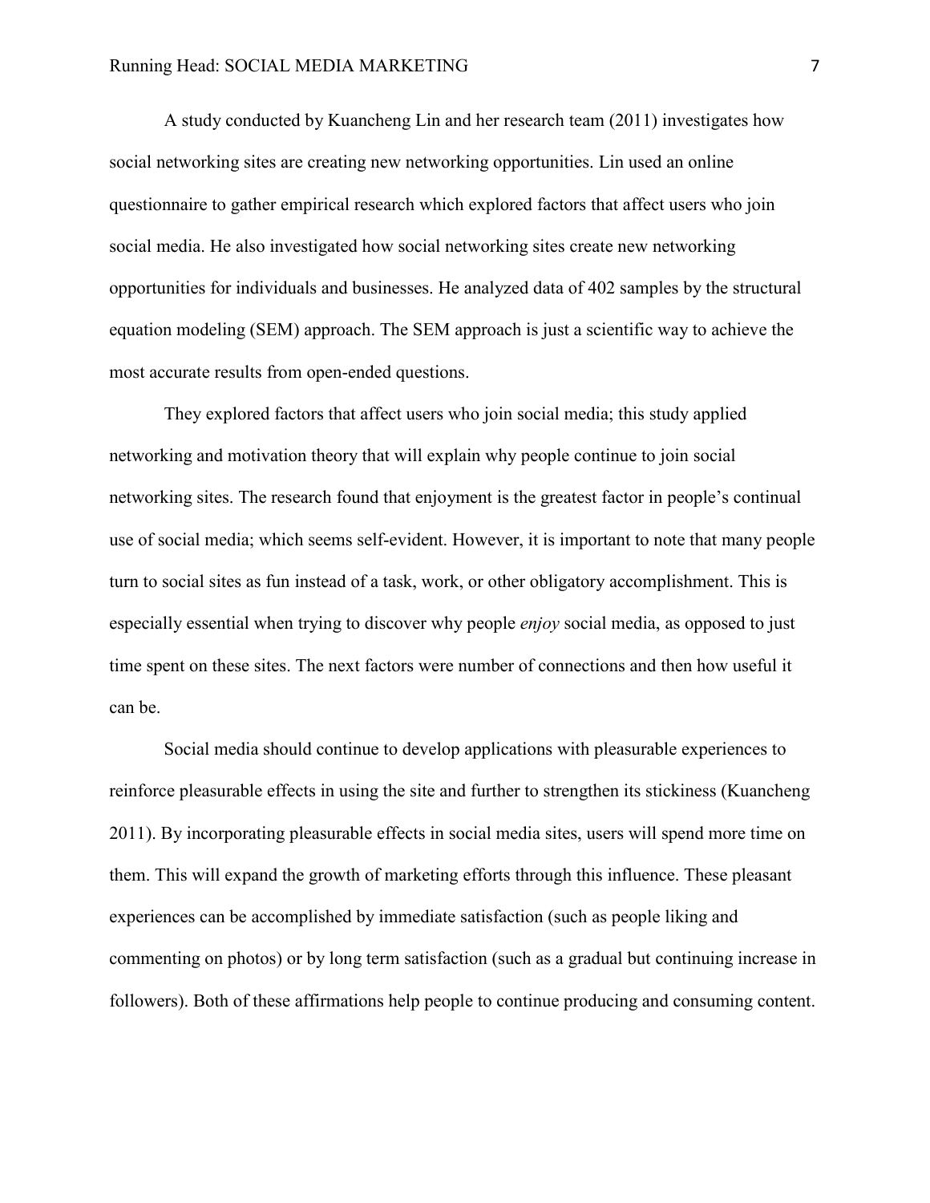A study conducted by Kuancheng Lin and her research team (2011) investigates how social networking sites are creating new networking opportunities. Lin used an online questionnaire to gather empirical research which explored factors that affect users who join social media. He also investigated how social networking sites create new networking opportunities for individuals and businesses. He analyzed data of 402 samples by the structural equation modeling (SEM) approach. The SEM approach is just a scientific way to achieve the most accurate results from open-ended questions.

They explored factors that affect users who join social media; this study applied networking and motivation theory that will explain why people continue to join social networking sites. The research found that enjoyment is the greatest factor in people's continual use of social media; which seems self-evident. However, it is important to note that many people turn to social sites as fun instead of a task, work, or other obligatory accomplishment. This is especially essential when trying to discover why people *enjoy* social media, as opposed to just time spent on these sites. The next factors were number of connections and then how useful it can be.

Social media should continue to develop applications with pleasurable experiences to reinforce pleasurable effects in using the site and further to strengthen its stickiness (Kuancheng 2011). By incorporating pleasurable effects in social media sites, users will spend more time on them. This will expand the growth of marketing efforts through this influence. These pleasant experiences can be accomplished by immediate satisfaction (such as people liking and commenting on photos) or by long term satisfaction (such as a gradual but continuing increase in followers). Both of these affirmations help people to continue producing and consuming content.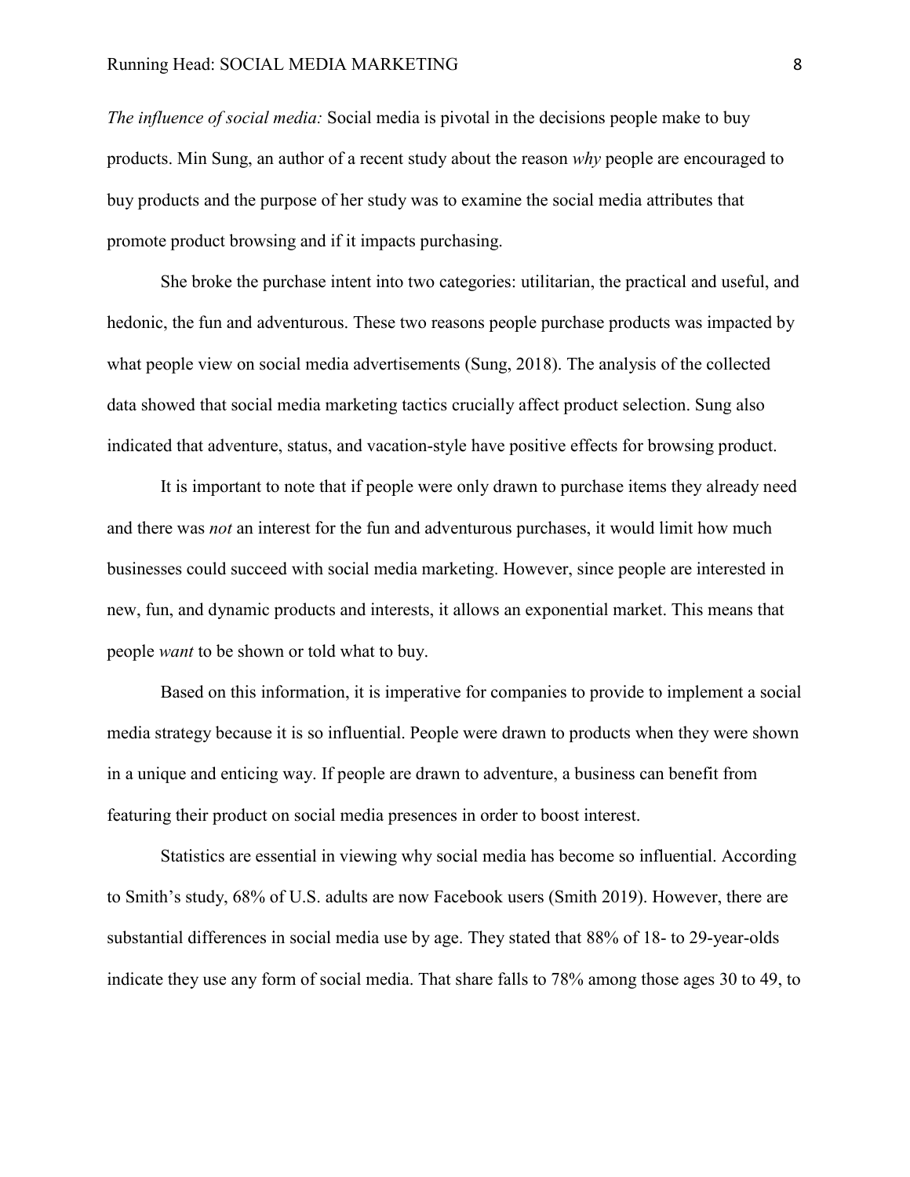*The influence of social media:* Social media is pivotal in the decisions people make to buy products. Min Sung, an author of a recent study about the reason *why* people are encouraged to buy products and the purpose of her study was to examine the social media attributes that promote product browsing and if it impacts purchasing.

She broke the purchase intent into two categories: utilitarian, the practical and useful, and hedonic, the fun and adventurous. These two reasons people purchase products was impacted by what people view on social media advertisements (Sung, 2018). The analysis of the collected data showed that social media marketing tactics crucially affect product selection. Sung also indicated that adventure, status, and vacation-style have positive effects for browsing product.

It is important to note that if people were only drawn to purchase items they already need and there was *not* an interest for the fun and adventurous purchases, it would limit how much businesses could succeed with social media marketing. However, since people are interested in new, fun, and dynamic products and interests, it allows an exponential market. This means that people *want* to be shown or told what to buy.

Based on this information, it is imperative for companies to provide to implement a social media strategy because it is so influential. People were drawn to products when they were shown in a unique and enticing way. If people are drawn to adventure, a business can benefit from featuring their product on social media presences in order to boost interest.

Statistics are essential in viewing why social media has become so influential. According to Smith's study, 68% of U.S. adults are now Facebook users (Smith 2019). However, there are substantial differences in social media use by age. They stated that 88% of 18- to 29-year-olds indicate they use any form of social media. That share falls to 78% among those ages 30 to 49, to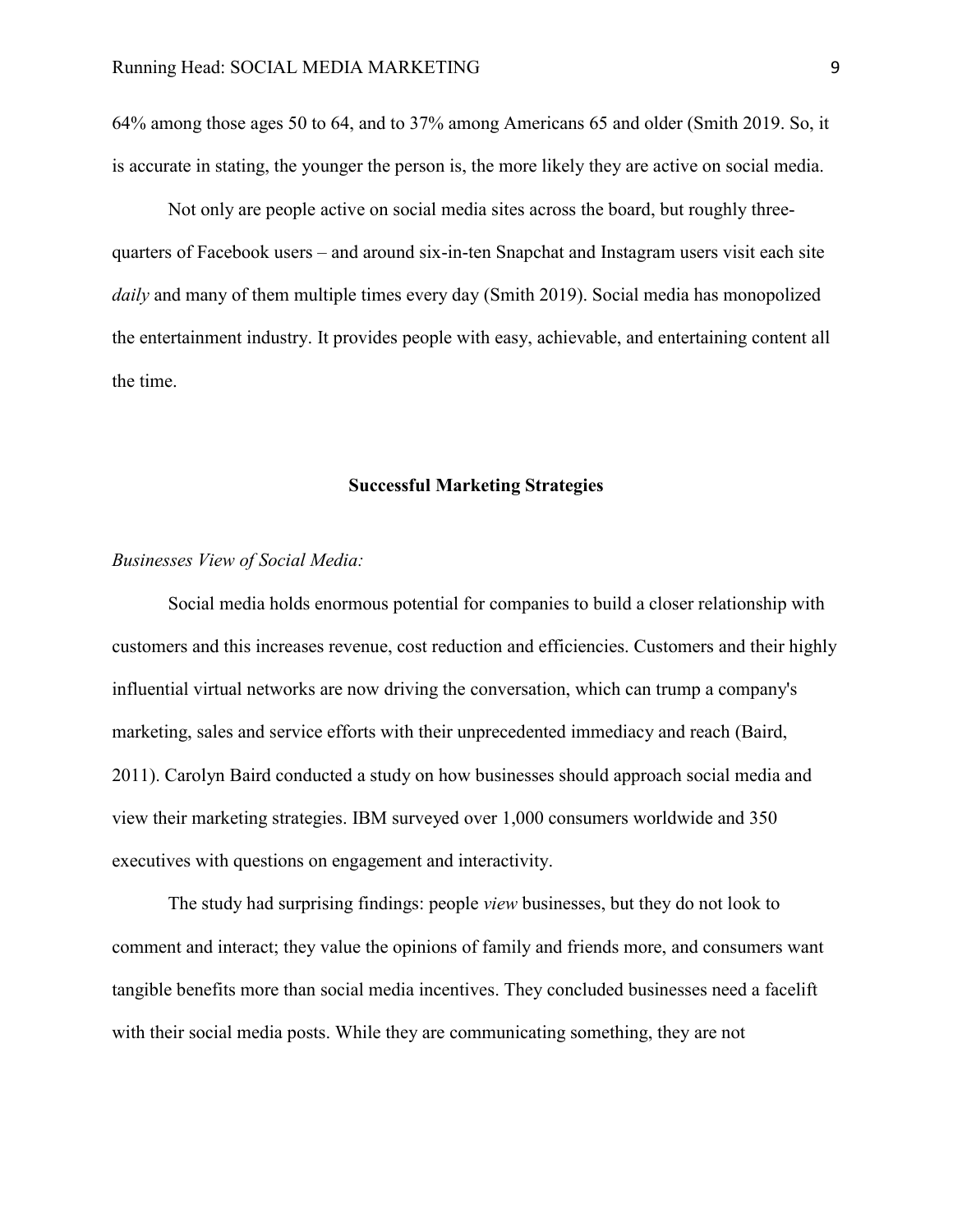64% among those ages 50 to 64, and to 37% among Americans 65 and older (Smith 2019. So, it is accurate in stating, the younger the person is, the more likely they are active on social media.

Not only are people active on social media sites across the board, but roughly three-quarters of Facebook users – and around six-in-ten Snapchat and Instagram users visit each site *daily* and many of them multiple times every day (Smith 2019). Social media has monopolized the entertainment industry. It provides people with easy, achievable, and entertaining content all the time.

## Successful Marketing Strategies

*Businesses View of Social Media:*

Social media holds enormous potential for companies to build a closer relationship with customers and this increases revenue, cost reduction and efficiencies. Customers and their highly influential virtual networks are now driving the conversation, which can trump a company's marketing, sales and service efforts with their unprecedented immediacy and reach (Baird, 2011). Carolyn Baird conducted a study on how businesses should approach social media and view their marketing strategies. IBM surveyed over 1,000 consumers worldwide and 350 executives with questions on engagement and interactivity.

The study had surprising findings: people *view* businesses, but they do not look to comment and interact; they value the opinions of family and friends more, and consumers want tangible benefits more than social media incentives. They concluded businesses need a facelift with their social media posts. While they are communicating something, they are not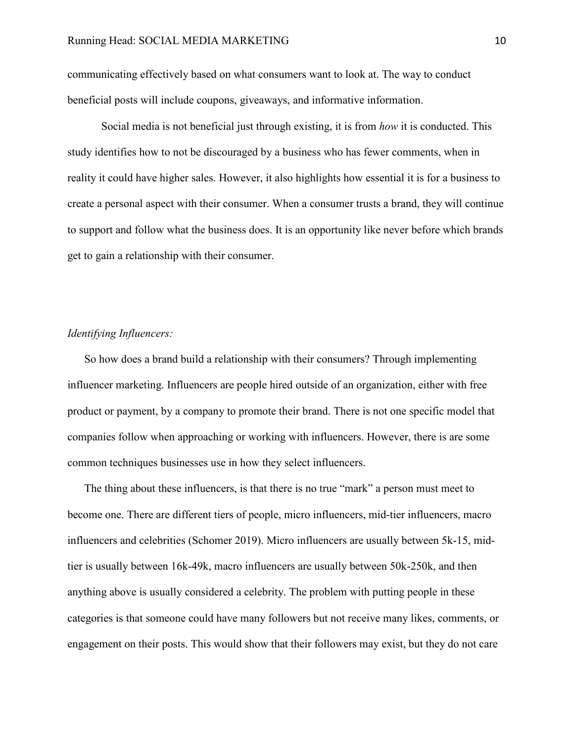communicating effectively based on what consumers want to look at. The way to conduct beneficial posts will include coupons, giveaways, and informative information.

Social media is not beneficial just through existing, it is from *how* it is conducted. This study identifies how to not be discouraged by a business who has fewer comments, when in reality it could have higher sales. However, it also highlights how essential it is for a business to create a personal aspect with their consumer. When a consumer trusts a brand, they will continue to support and follow what the business does. It is an opportunity like never before which brands get to gain a relationship with their consumer.

*Identifying Influencers:*

So how does a brand build a relationship with their consumers? Through implementing influencer marketing. Influencers are people hired outside of an organization, either with free product or payment, by a company to promote their brand. There is not one specific model that companies follow when approaching or working with influencers. However, there is are some common techniques businesses use in how they select influencers.

The thing about these influencers, is that there is no true "mark" a person must meet to become one. There are different tiers of people, micro influencers, mid-tier influencers, macro influencers and celebrities (Schomer 2019). Micro influencers are usually between 5k-15, mid-tier is usually between 16k-49k, macro influencers are usually between 50k-250k, and then anything above is usually considered a celebrity. The problem with putting people in these categories is that someone could have many followers but not receive many likes, comments, or engagement on their posts. This would show that their followers may exist, but they do not care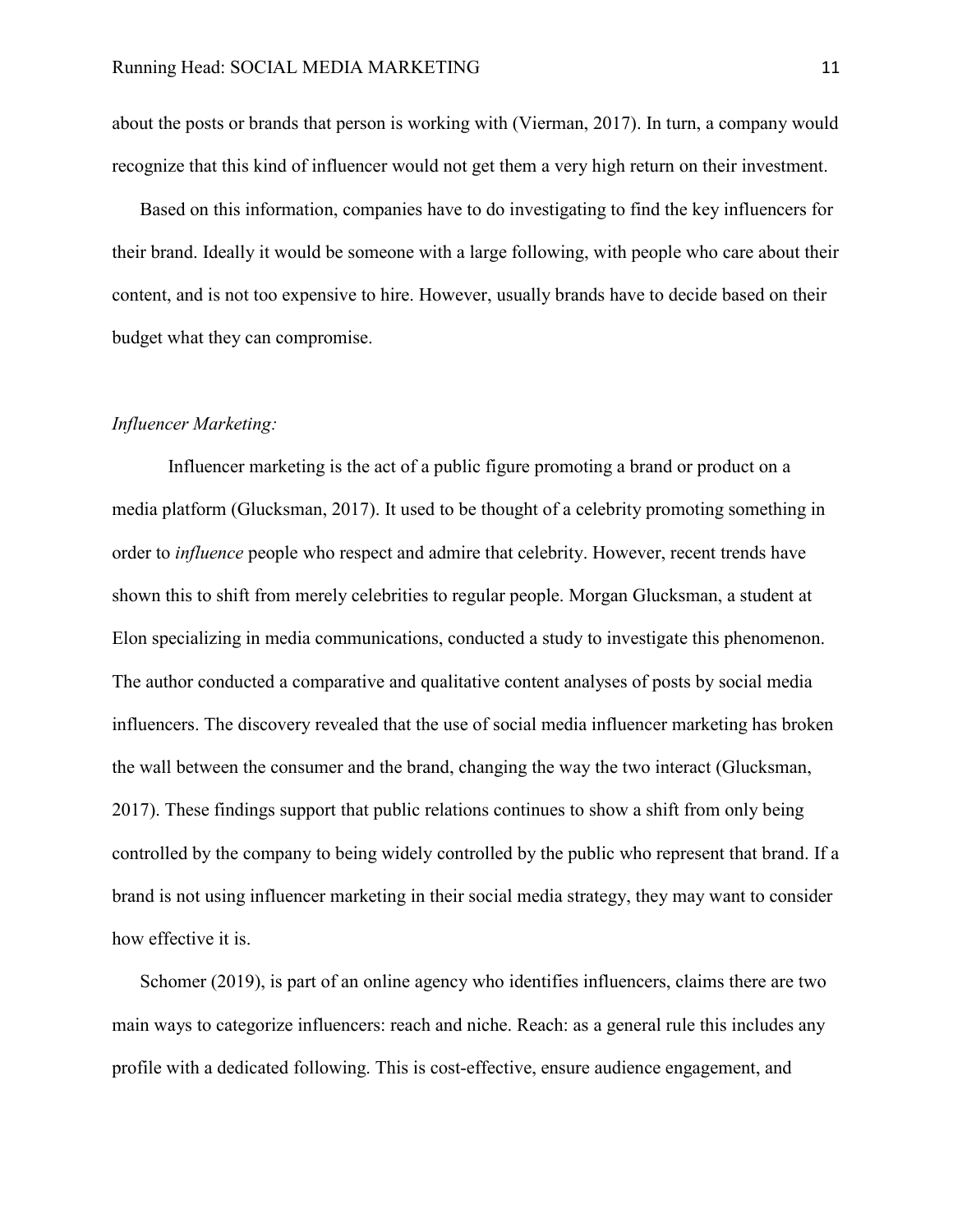about the posts or brands that person is working with (Vierman, 2017). In turn, a company would recognize that this kind of influencer would not get them a very high return on their investment.

Based on this information, companies have to do investigating to find the key influencers for their brand. Ideally it would be someone with a large following, with people who care about their content, and is not too expensive to hire. However, usually brands have to decide based on their budget what they can compromise.

*Influencer Marketing:*

Influencer marketing is the act of a public figure promoting a brand or product on a media platform (Glucksman, 2017). It used to be thought of a celebrity promoting something in order to *influence* people who respect and admire that celebrity. However, recent trends have shown this to shift from merely celebrities to regular people. Morgan Glucksman, a student at Elon specializing in media communications, conducted a study to investigate this phenomenon. The author conducted a comparative and qualitative content analyses of posts by social media influencers. The discovery revealed that the use of social media influencer marketing has broken the wall between the consumer and the brand, changing the way the two interact (Glucksman, 2017). These findings support that public relations continues to show a shift from only being controlled by the company to being widely controlled by the public who represent that brand. If a brand is not using influencer marketing in their social media strategy, they may want to consider how effective it is.

Schomer (2019), is part of an online agency who identifies influencers, claims there are two main ways to categorize influencers: reach and niche. Reach: as a general rule this includes any profile with a dedicated following. This is cost-effective, ensure audience engagement, and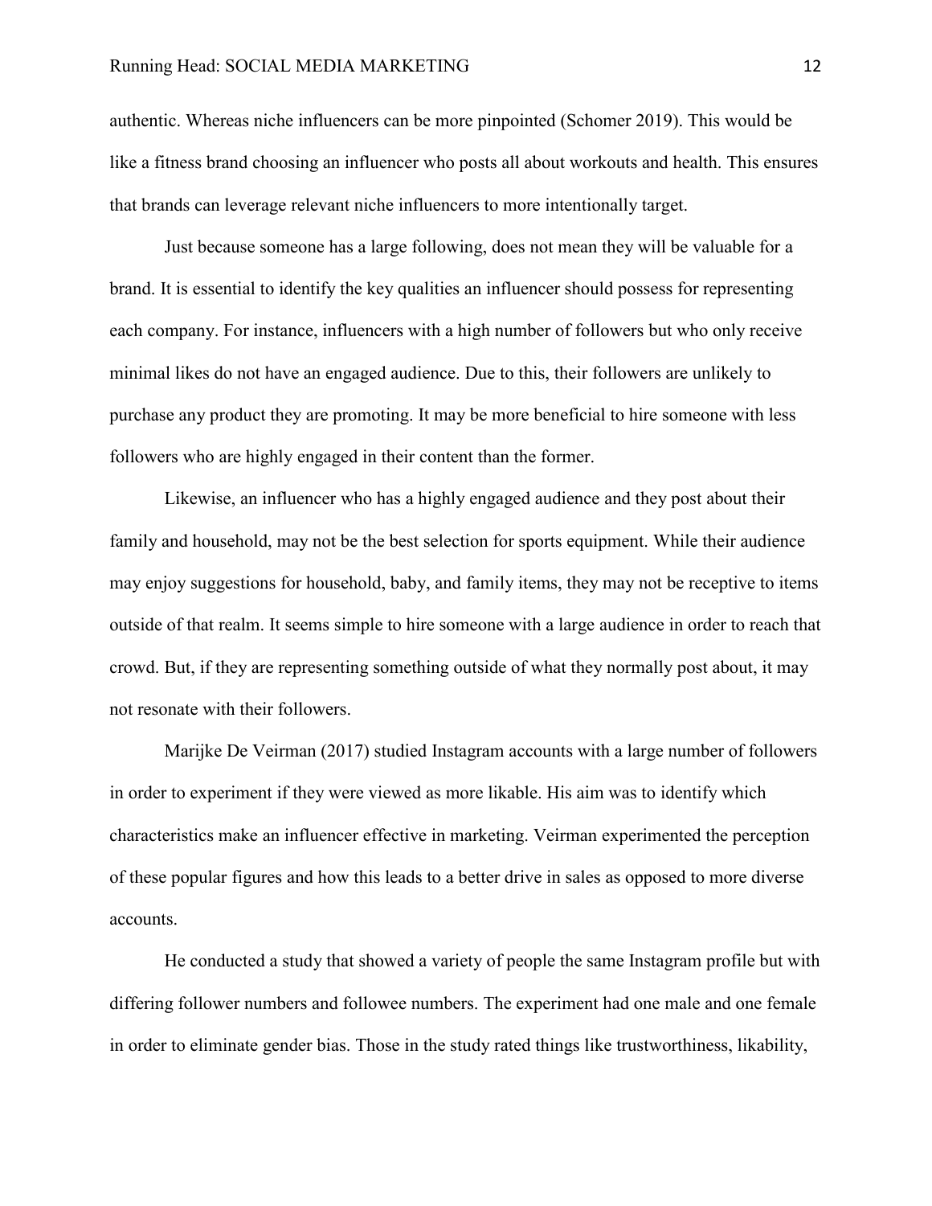authentic. Whereas niche influencers can be more pinpointed (Schomer 2019). This would be like a fitness brand choosing an influencer who posts all about workouts and health. This ensures that brands can leverage relevant niche influencers to more intentionally target.

Just because someone has a large following, does not mean they will be valuable for a brand. It is essential to identify the key qualities an influencer should possess for representing each company. For instance, influencers with a high number of followers but who only receive minimal likes do not have an engaged audience. Due to this, their followers are unlikely to purchase any product they are promoting. It may be more beneficial to hire someone with less followers who are highly engaged in their content than the former.

Likewise, an influencer who has a highly engaged audience and they post about their family and household, may not be the best selection for sports equipment. While their audience may enjoy suggestions for household, baby, and family items, they may not be receptive to items outside of that realm. It seems simple to hire someone with a large audience in order to reach that crowd. But, if they are representing something outside of what they normally post about, it may not resonate with their followers.

Marijke De Veirman (2017) studied Instagram accounts with a large number of followers in order to experiment if they were viewed as more likable. His aim was to identify which characteristics make an influencer effective in marketing. Veirman experimented the perception of these popular figures and how this leads to a better drive in sales as opposed to more diverse accounts.

He conducted a study that showed a variety of people the same Instagram profile but with differing follower numbers and followee numbers. The experiment had one male and one female in order to eliminate gender bias. Those in the study rated things like trustworthiness, likability,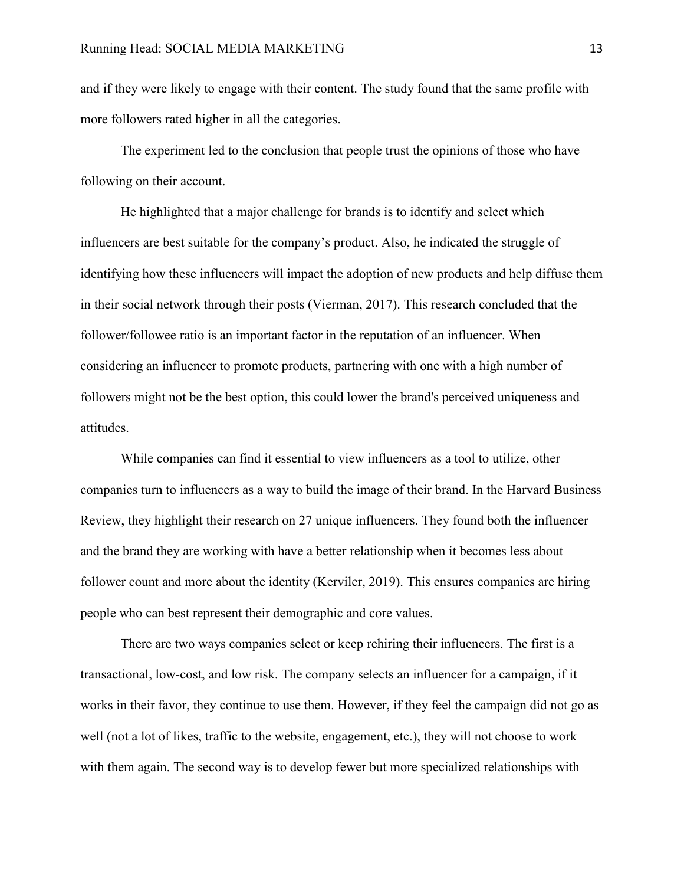and if they were likely to engage with their content. The study found that the same profile with more followers rated higher in all the categories.

The experiment led to the conclusion that people trust the opinions of those who have following on their account.

He highlighted that a major challenge for brands is to identify and select which influencers are best suitable for the company's product. Also, he indicated the struggle of identifying how these influencers will impact the adoption of new products and help diffuse them in their social network through their posts (Vierman, 2017). This research concluded that the follower/followee ratio is an important factor in the reputation of an influencer. When considering an influencer to promote products, partnering with one with a high number of followers might not be the best option, this could lower the brand's perceived uniqueness and attitudes.

While companies can find it essential to view influencers as a tool to utilize, other companies turn to influencers as a way to build the image of their brand. In the Harvard Business Review, they highlight their research on 27 unique influencers. They found both the influencer and the brand they are working with have a better relationship when it becomes less about follower count and more about the identity (Kerviler, 2019). This ensures companies are hiring people who can best represent their demographic and core values.

There are two ways companies select or keep rehiring their influencers. The first is a transactional, low-cost, and low risk. The company selects an influencer for a campaign, if it works in their favor, they continue to use them. However, if they feel the campaign did not go as well (not a lot of likes, traffic to the website, engagement, etc.), they will not choose to work with them again. The second way is to develop fewer but more specialized relationships with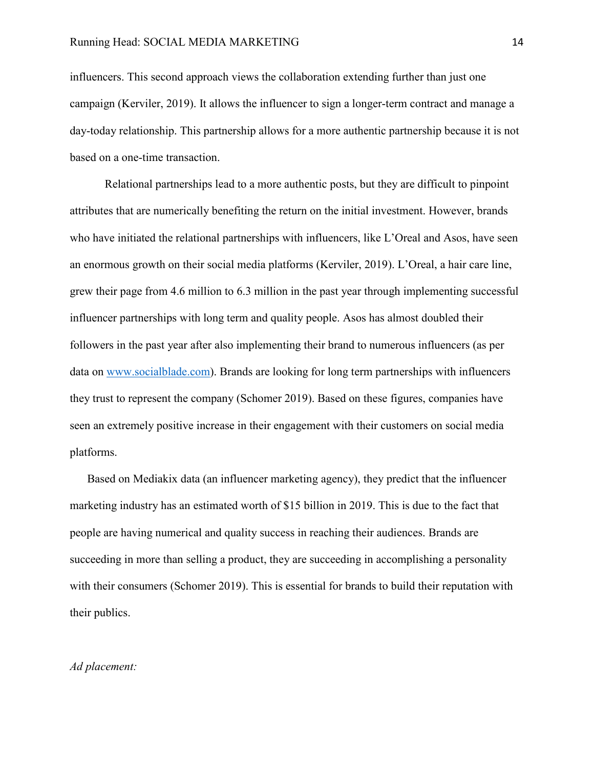influencers. This second approach views the collaboration extending further than just one campaign (Kerviler, 2019). It allows the influencer to sign a longer-term contract and manage a day-today relationship. This partnership allows for a more authentic partnership because it is not based on a one-time transaction.

Relational partnerships lead to a more authentic posts, but they are difficult to pinpoint attributes that are numerically benefiting the return on the initial investment. However, brands who have initiated the relational partnerships with influencers, like L'Oreal and Asos, have seen an enormous growth on their social media platforms (Kerviler, 2019). L'Oreal, a hair care line, grew their page from 4.6 million to 6.3 million in the past year through implementing successful influencer partnerships with long term and quality people. Asos has almost doubled their followers in the past year after also implementing their brand to numerous influencers (as per data on www.socialblade.com). Brands are looking for long term partnerships with influencers they trust to represent the company (Schomer 2019). Based on these figures, companies have seen an extremely positive increase in their engagement with their customers on social media platforms.

Based on Mediakix data (an influencer marketing agency), they predict that the influencer marketing industry has an estimated worth of $15 billion in 2019. This is due to the fact that people are having numerical and quality success in reaching their audiences. Brands are succeeding in more than selling a product, they are succeeding in accomplishing a personality with their consumers (Schomer 2019). This is essential for brands to build their reputation with their publics.

*Ad placement:*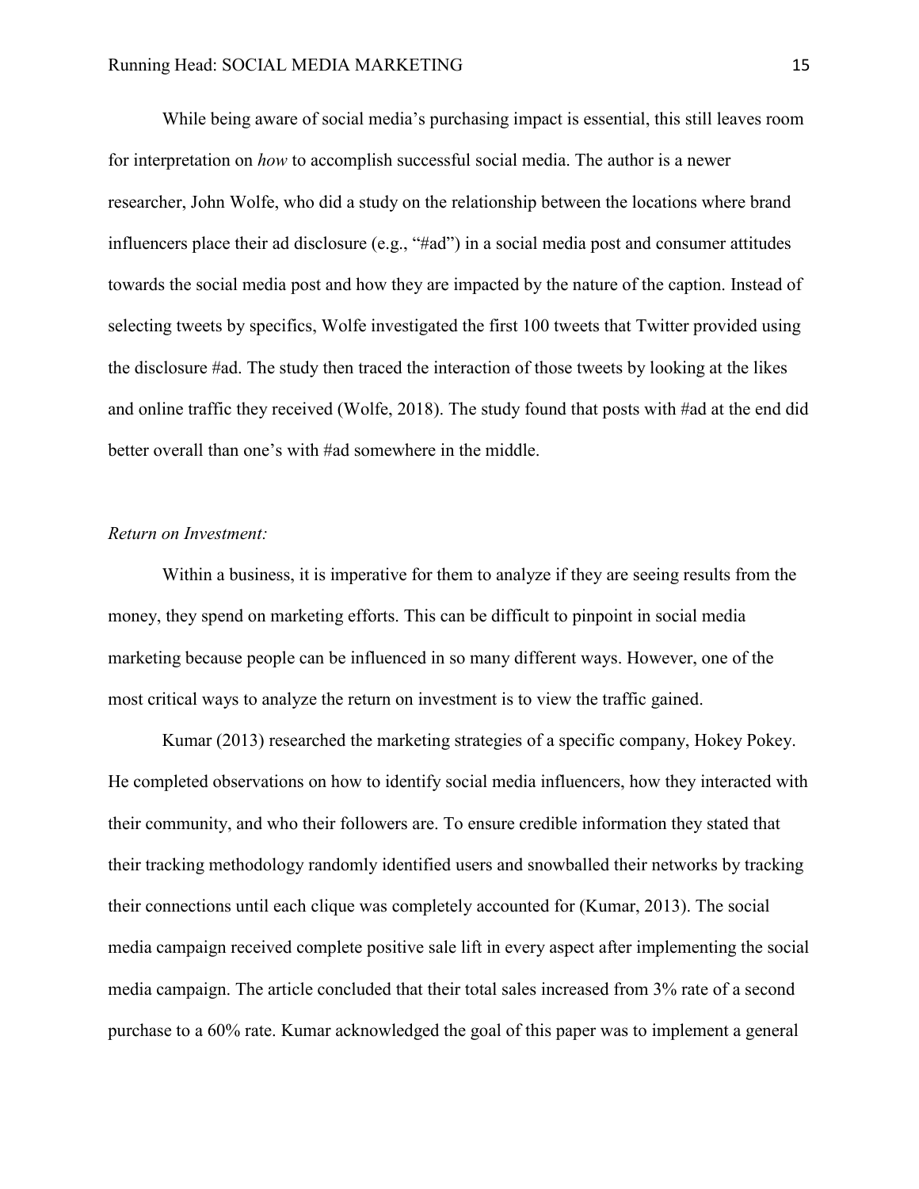While being aware of social media's purchasing impact is essential, this still leaves room for interpretation on *how* to accomplish successful social media. The author is a newer researcher, John Wolfe, who did a study on the relationship between the locations where brand influencers place their ad disclosure (e.g., "#ad") in a social media post and consumer attitudes towards the social media post and how they are impacted by the nature of the caption. Instead of selecting tweets by specifics, Wolfe investigated the first 100 tweets that Twitter provided using the disclosure #ad. The study then traced the interaction of those tweets by looking at the likes and online traffic they received (Wolfe, 2018). The study found that posts with #ad at the end did better overall than one's with #ad somewhere in the middle.

*Return on Investment:*

Within a business, it is imperative for them to analyze if they are seeing results from the money, they spend on marketing efforts. This can be difficult to pinpoint in social media marketing because people can be influenced in so many different ways. However, one of the most critical ways to analyze the return on investment is to view the traffic gained.

Kumar (2013) researched the marketing strategies of a specific company, Hokey Pokey. He completed observations on how to identify social media influencers, how they interacted with their community, and who their followers are. To ensure credible information they stated that their tracking methodology randomly identified users and snowballed their networks by tracking their connections until each clique was completely accounted for (Kumar, 2013). The social media campaign received complete positive sale lift in every aspect after implementing the social media campaign. The article concluded that their total sales increased from 3% rate of a second purchase to a 60% rate. Kumar acknowledged the goal of this paper was to implement a general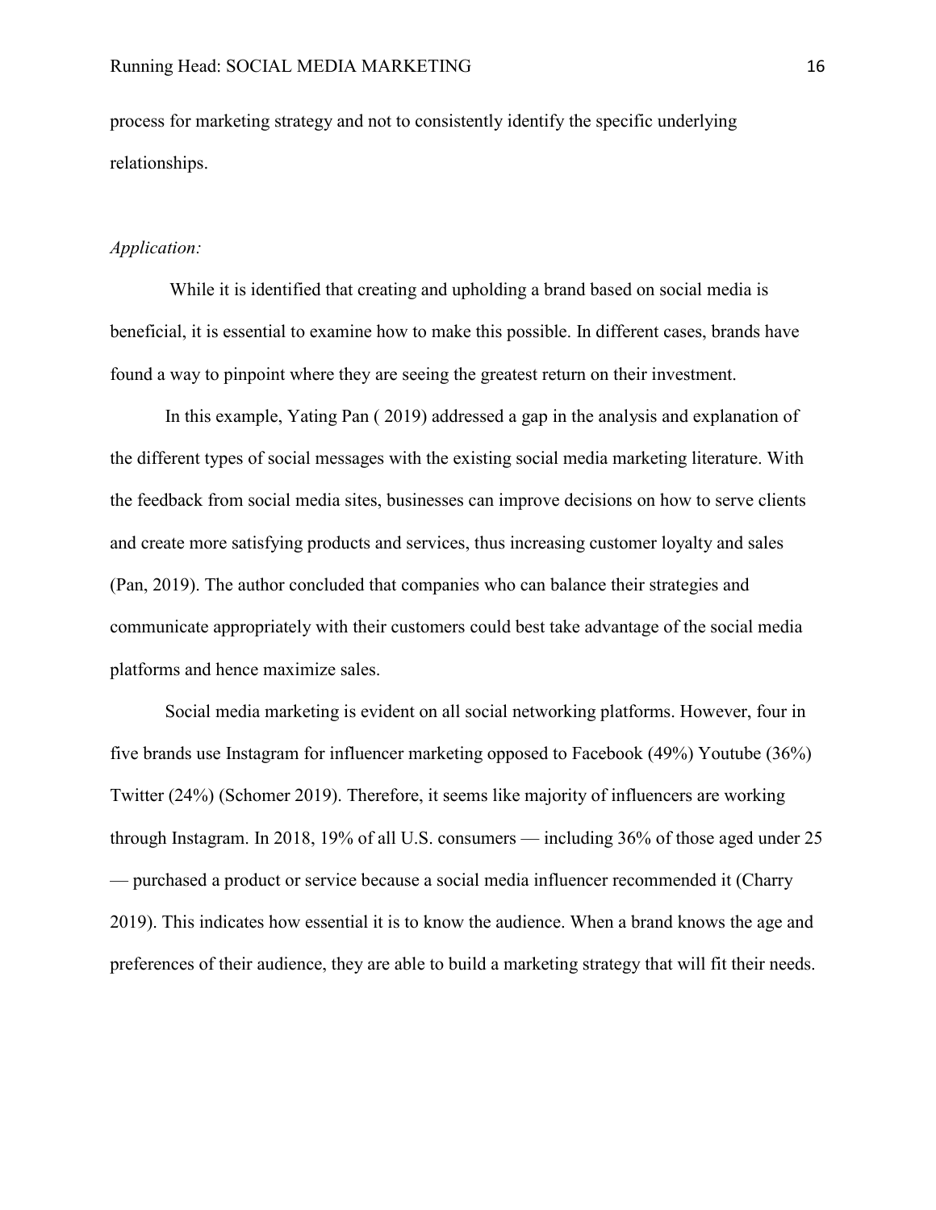process for marketing strategy and not to consistently identify the specific underlying relationships.

*Application:*

While it is identified that creating and upholding a brand based on social media is beneficial, it is essential to examine how to make this possible. In different cases, brands have found a way to pinpoint where they are seeing the greatest return on their investment.

In this example, Yating Pan ( 2019) addressed a gap in the analysis and explanation of the different types of social messages with the existing social media marketing literature. With the feedback from social media sites, businesses can improve decisions on how to serve clients and create more satisfying products and services, thus increasing customer loyalty and sales (Pan, 2019). The author concluded that companies who can balance their strategies and communicate appropriately with their customers could best take advantage of the social media platforms and hence maximize sales.

Social media marketing is evident on all social networking platforms. However, four in five brands use Instagram for influencer marketing opposed to Facebook (49%) Youtube (36%) Twitter (24%) (Schomer 2019). Therefore, it seems like majority of influencers are working through Instagram. In 2018, 19% of all U.S. consumers — including 36% of those aged under 25 — purchased a product or service because a social media influencer recommended it (Charry 2019). This indicates how essential it is to know the audience. When a brand knows the age and preferences of their audience, they are able to build a marketing strategy that will fit their needs.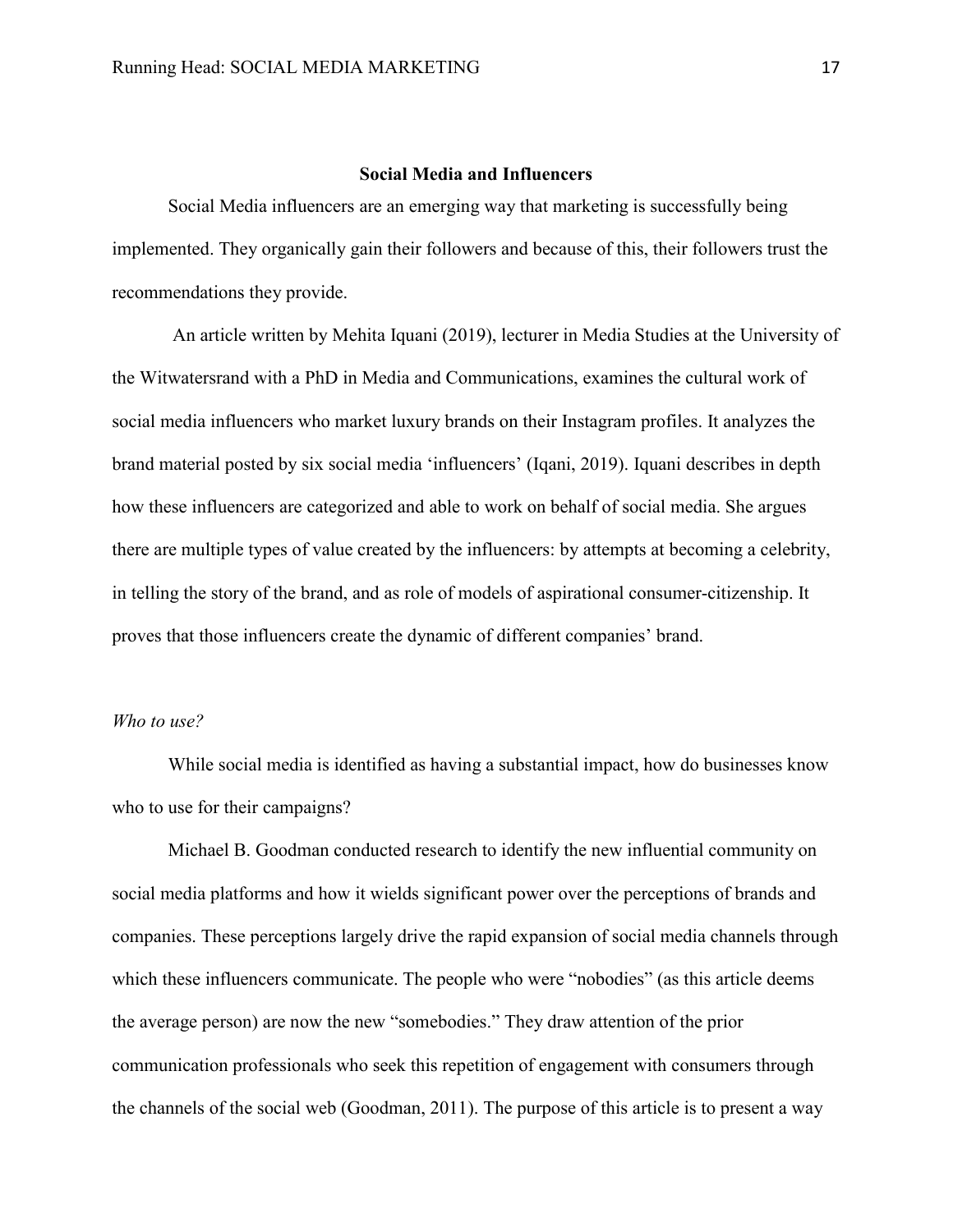## Social Media and Influencers

Social Media influencers are an emerging way that marketing is successfully being implemented. They organically gain their followers and because of this, their followers trust the recommendations they provide.

An article written by Mehita Iquani (2019), lecturer in Media Studies at the University of the Witwatersrand with a PhD in Media and Communications, examines the cultural work of social media influencers who market luxury brands on their Instagram profiles. It analyzes the brand material posted by six social media 'influencers' (Iqani, 2019). Iquani describes in depth how these influencers are categorized and able to work on behalf of social media. She argues there are multiple types of value created by the influencers: by attempts at becoming a celebrity, in telling the story of the brand, and as role of models of aspirational consumer-citizenship. It proves that those influencers create the dynamic of different companies' brand.

*Who to use?*

While social media is identified as having a substantial impact, how do businesses know who to use for their campaigns?

Michael B. Goodman conducted research to identify the new influential community on social media platforms and how it wields significant power over the perceptions of brands and companies. These perceptions largely drive the rapid expansion of social media channels through which these influencers communicate. The people who were "nobodies" (as this article deems the average person) are now the new "somebodies." They draw attention of the prior communication professionals who seek this repetition of engagement with consumers through the channels of the social web (Goodman, 2011). The purpose of this article is to present a way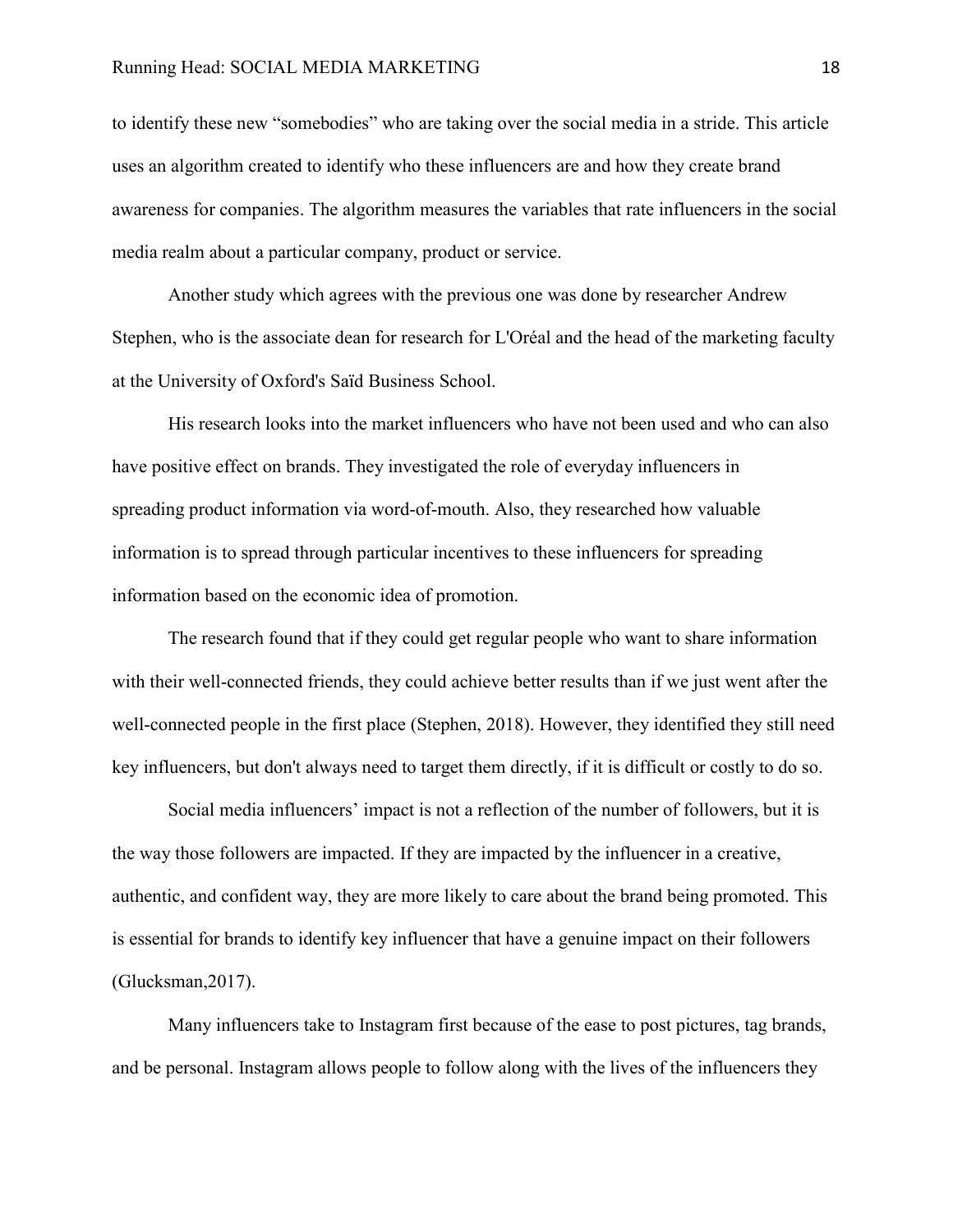to identify these new "somebodies" who are taking over the social media in a stride. This article uses an algorithm created to identify who these influencers are and how they create brand awareness for companies. The algorithm measures the variables that rate influencers in the social media realm about a particular company, product or service.

Another study which agrees with the previous one was done by researcher Andrew Stephen, who is the associate dean for research for L'Oréal and the head of the marketing faculty at the University of Oxford's Saïd Business School.

His research looks into the market influencers who have not been used and who can also have positive effect on brands. They investigated the role of everyday influencers in spreading product information via word-of-mouth. Also, they researched how valuable information is to spread through particular incentives to these influencers for spreading information based on the economic idea of promotion.

The research found that if they could get regular people who want to share information with their well-connected friends, they could achieve better results than if we just went after the well-connected people in the first place (Stephen, 2018). However, they identified they still need key influencers, but don't always need to target them directly, if it is difficult or costly to do so.

Social media influencers' impact is not a reflection of the number of followers, but it is the way those followers are impacted. If they are impacted by the influencer in a creative, authentic, and confident way, they are more likely to care about the brand being promoted. This is essential for brands to identify key influencer that have a genuine impact on their followers (Glucksman,2017).

Many influencers take to Instagram first because of the ease to post pictures, tag brands, and be personal. Instagram allows people to follow along with the lives of the influencers they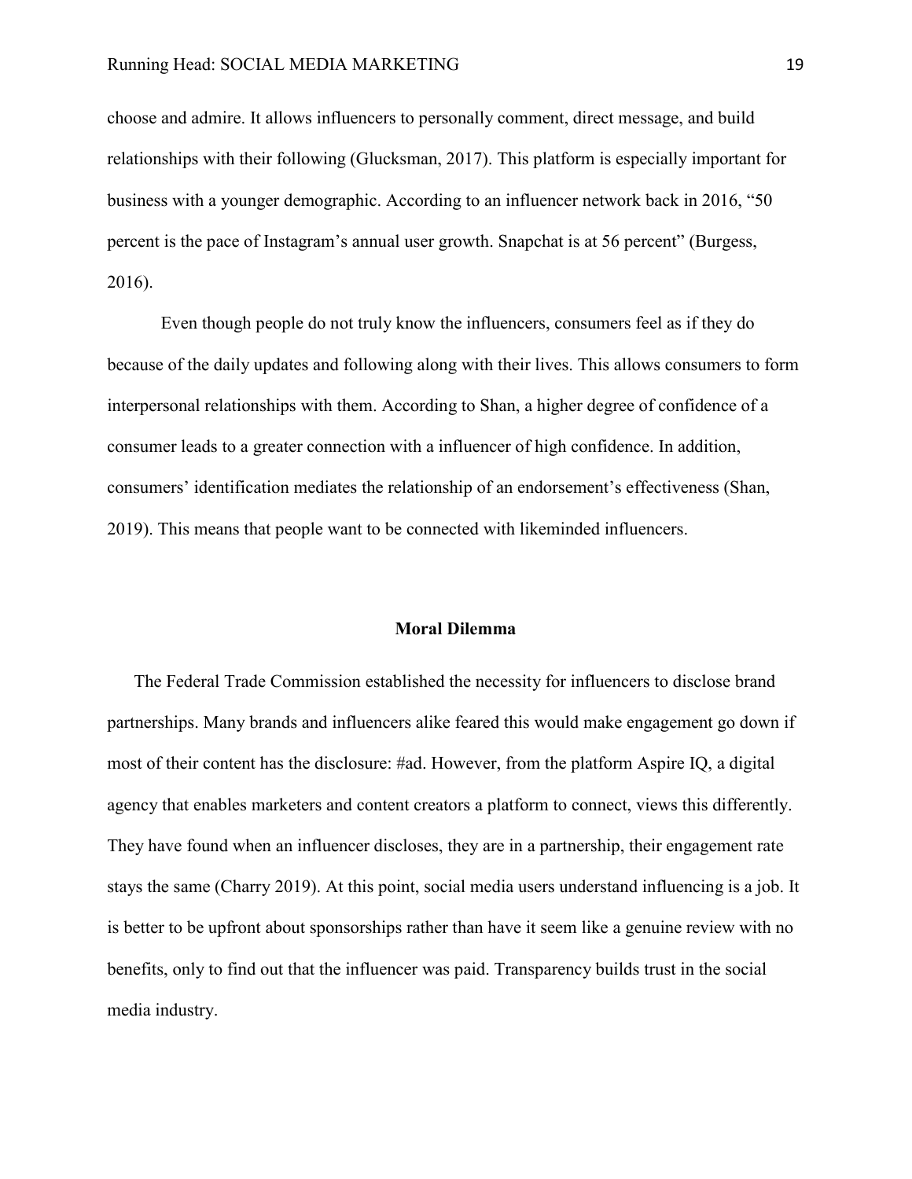choose and admire. It allows influencers to personally comment, direct message, and build relationships with their following (Glucksman, 2017). This platform is especially important for business with a younger demographic. According to an influencer network back in 2016, "50 percent is the pace of Instagram's annual user growth. Snapchat is at 56 percent" (Burgess, 2016).

Even though people do not truly know the influencers, consumers feel as if they do because of the daily updates and following along with their lives. This allows consumers to form interpersonal relationships with them. According to Shan, a higher degree of confidence of a consumer leads to a greater connection with a influencer of high confidence. In addition, consumers' identification mediates the relationship of an endorsement's effectiveness (Shan, 2019). This means that people want to be connected with likeminded influencers.

## Moral Dilemma

The Federal Trade Commission established the necessity for influencers to disclose brand partnerships. Many brands and influencers alike feared this would make engagement go down if most of their content has the disclosure: #ad. However, from the platform Aspire IQ, a digital agency that enables marketers and content creators a platform to connect, views this differently. They have found when an influencer discloses, they are in a partnership, their engagement rate stays the same (Charry 2019). At this point, social media users understand influencing is a job. It is better to be upfront about sponsorships rather than have it seem like a genuine review with no benefits, only to find out that the influencer was paid. Transparency builds trust in the social media industry.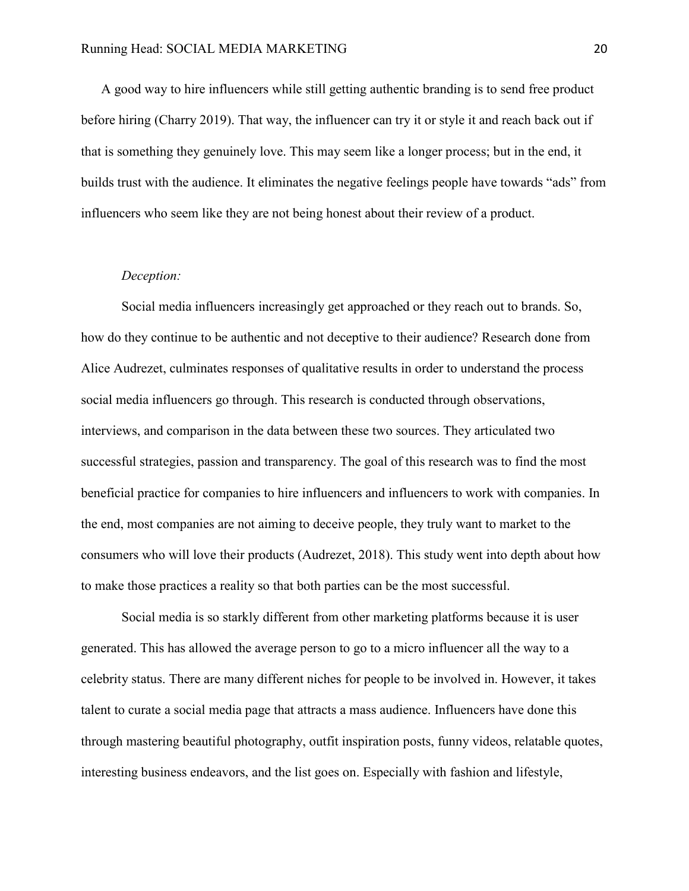A good way to hire influencers while still getting authentic branding is to send free product before hiring (Charry 2019). That way, the influencer can try it or style it and reach back out if that is something they genuinely love. This may seem like a longer process; but in the end, it builds trust with the audience. It eliminates the negative feelings people have towards "ads" from influencers who seem like they are not being honest about their review of a product.

*Deception:*

Social media influencers increasingly get approached or they reach out to brands. So, how do they continue to be authentic and not deceptive to their audience? Research done from Alice Audrezet, culminates responses of qualitative results in order to understand the process social media influencers go through. This research is conducted through observations, interviews, and comparison in the data between these two sources. They articulated two successful strategies, passion and transparency. The goal of this research was to find the most beneficial practice for companies to hire influencers and influencers to work with companies. In the end, most companies are not aiming to deceive people, they truly want to market to the consumers who will love their products (Audrezet, 2018). This study went into depth about how to make those practices a reality so that both parties can be the most successful.

Social media is so starkly different from other marketing platforms because it is user generated. This has allowed the average person to go to a micro influencer all the way to a celebrity status. There are many different niches for people to be involved in. However, it takes talent to curate a social media page that attracts a mass audience. Influencers have done this through mastering beautiful photography, outfit inspiration posts, funny videos, relatable quotes, interesting business endeavors, and the list goes on. Especially with fashion and lifestyle,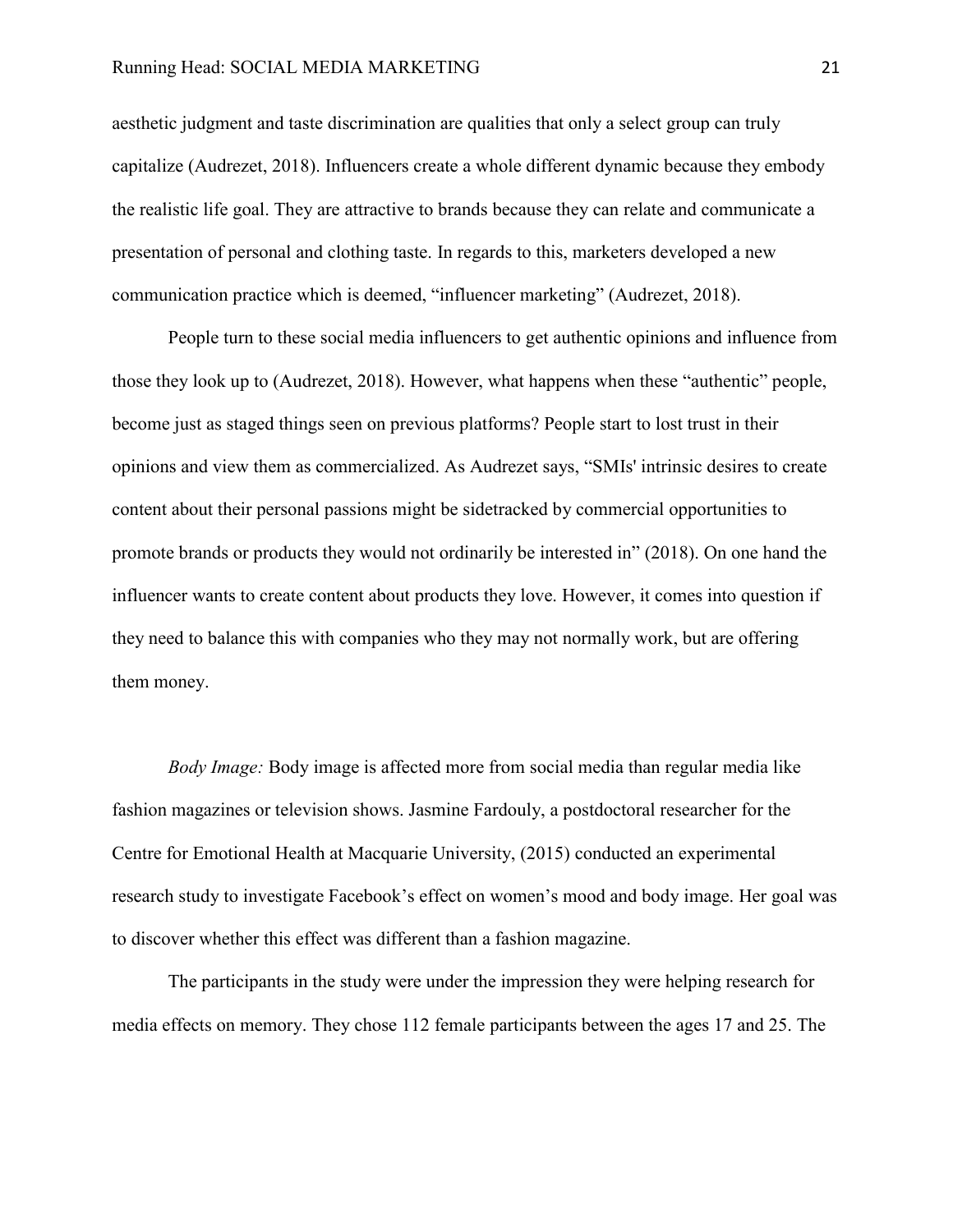aesthetic judgment and taste discrimination are qualities that only a select group can truly capitalize (Audrezet, 2018). Influencers create a whole different dynamic because they embody the realistic life goal. They are attractive to brands because they can relate and communicate a presentation of personal and clothing taste. In regards to this, marketers developed a new communication practice which is deemed, “influencer marketing” (Audrezet, 2018).

People turn to these social media influencers to get authentic opinions and influence from those they look up to (Audrezet, 2018). However, what happens when these “authentic” people, become just as staged things seen on previous platforms? People start to lost trust in their opinions and view them as commercialized. As Audrezet says, “SMIs' intrinsic desires to create content about their personal passions might be sidetracked by commercial opportunities to promote brands or products they would not ordinarily be interested in” (2018). On one hand the influencer wants to create content about products they love. However, it comes into question if they need to balance this with companies who they may not normally work, but are offering them money.

*Body Image:* Body image is affected more from social media than regular media like fashion magazines or television shows. Jasmine Fardouly, a postdoctoral researcher for the Centre for Emotional Health at Macquarie University, (2015) conducted an experimental research study to investigate Facebook’s effect on women’s mood and body image. Her goal was to discover whether this effect was different than a fashion magazine.

The participants in the study were under the impression they were helping research for media effects on memory. They chose 112 female participants between the ages 17 and 25. The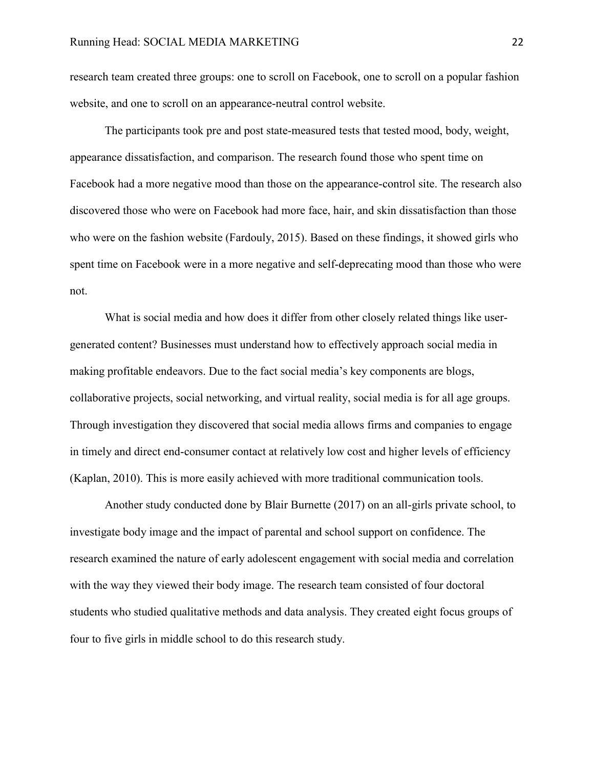research team created three groups: one to scroll on Facebook, one to scroll on a popular fashion website, and one to scroll on an appearance-neutral control website.

The participants took pre and post state-measured tests that tested mood, body, weight, appearance dissatisfaction, and comparison. The research found those who spent time on Facebook had a more negative mood than those on the appearance-control site. The research also discovered those who were on Facebook had more face, hair, and skin dissatisfaction than those who were on the fashion website (Fardouly, 2015). Based on these findings, it showed girls who spent time on Facebook were in a more negative and self-deprecating mood than those who were not.

What is social media and how does it differ from other closely related things like user-generated content? Businesses must understand how to effectively approach social media in making profitable endeavors. Due to the fact social media's key components are blogs, collaborative projects, social networking, and virtual reality, social media is for all age groups. Through investigation they discovered that social media allows firms and companies to engage in timely and direct end-consumer contact at relatively low cost and higher levels of efficiency (Kaplan, 2010). This is more easily achieved with more traditional communication tools.

Another study conducted done by Blair Burnette (2017) on an all-girls private school, to investigate body image and the impact of parental and school support on confidence. The research examined the nature of early adolescent engagement with social media and correlation with the way they viewed their body image. The research team consisted of four doctoral students who studied qualitative methods and data analysis. They created eight focus groups of four to five girls in middle school to do this research study.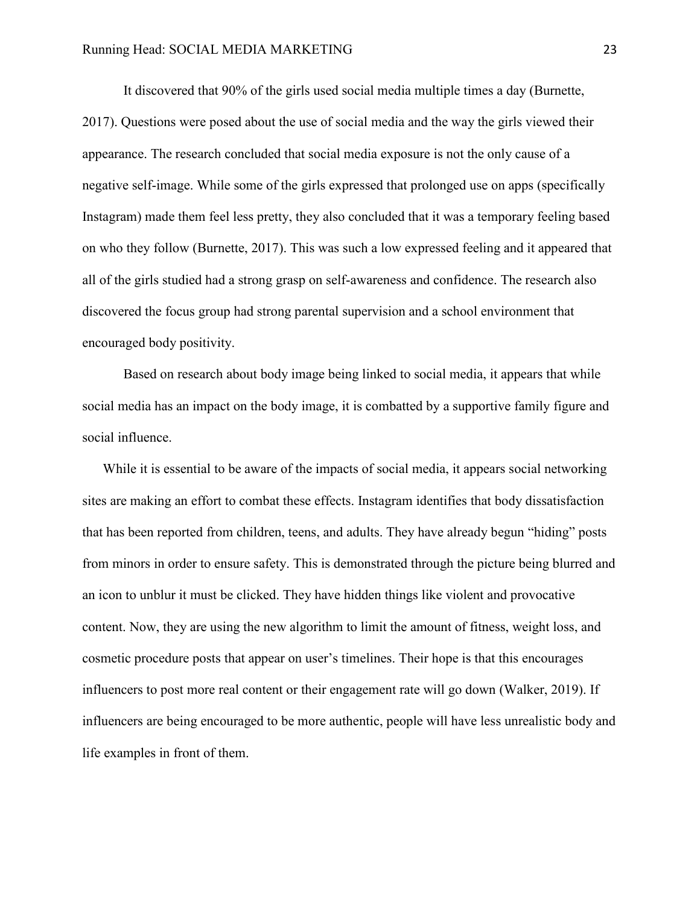It discovered that 90% of the girls used social media multiple times a day (Burnette, 2017). Questions were posed about the use of social media and the way the girls viewed their appearance. The research concluded that social media exposure is not the only cause of a negative self-image. While some of the girls expressed that prolonged use on apps (specifically Instagram) made them feel less pretty, they also concluded that it was a temporary feeling based on who they follow (Burnette, 2017). This was such a low expressed feeling and it appeared that all of the girls studied had a strong grasp on self-awareness and confidence. The research also discovered the focus group had strong parental supervision and a school environment that encouraged body positivity.

Based on research about body image being linked to social media, it appears that while social media has an impact on the body image, it is combatted by a supportive family figure and social influence.

While it is essential to be aware of the impacts of social media, it appears social networking sites are making an effort to combat these effects. Instagram identifies that body dissatisfaction that has been reported from children, teens, and adults. They have already begun “hiding” posts from minors in order to ensure safety. This is demonstrated through the picture being blurred and an icon to unblur it must be clicked. They have hidden things like violent and provocative content. Now, they are using the new algorithm to limit the amount of fitness, weight loss, and cosmetic procedure posts that appear on user’s timelines. Their hope is that this encourages influencers to post more real content or their engagement rate will go down (Walker, 2019). If influencers are being encouraged to be more authentic, people will have less unrealistic body and life examples in front of them.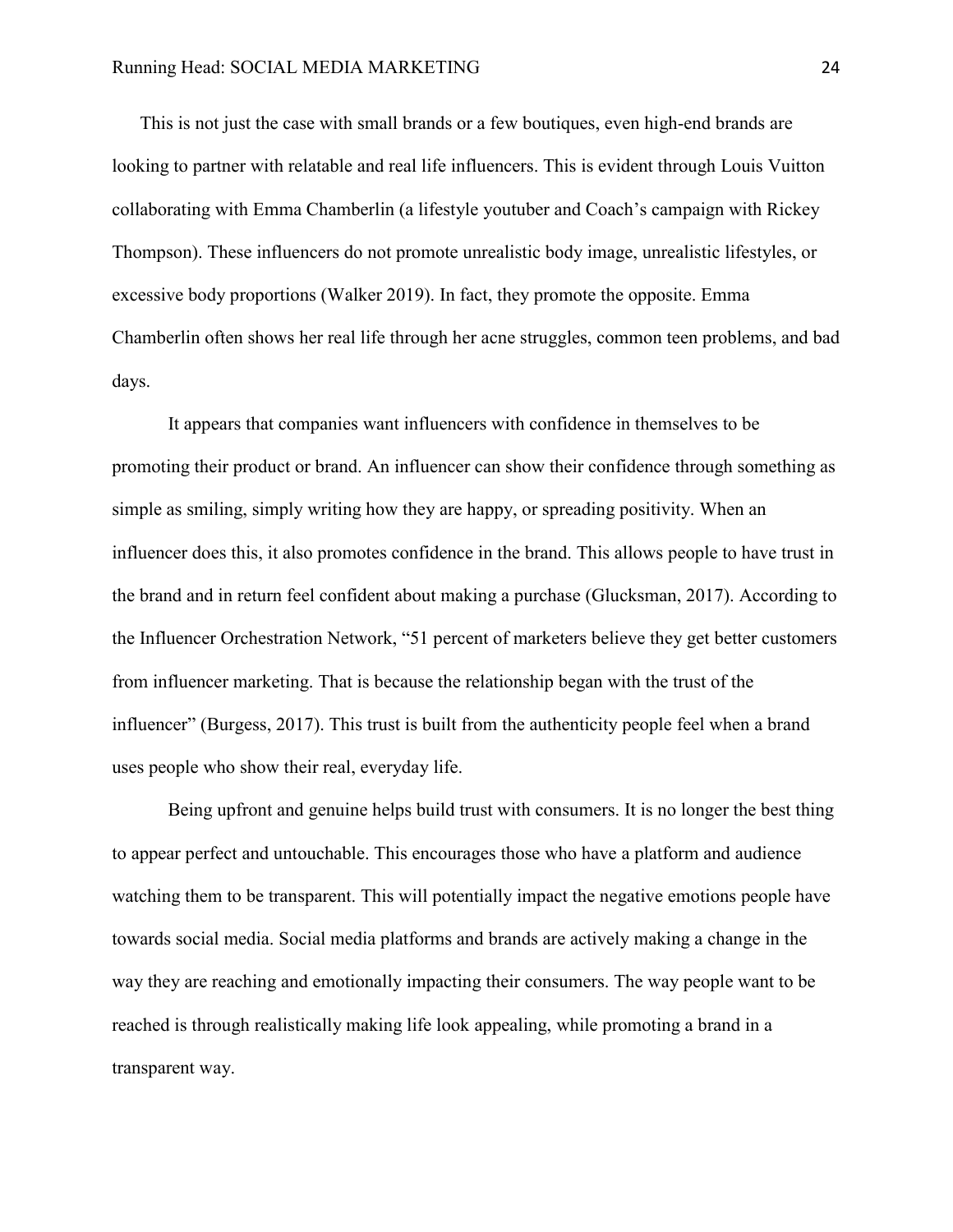This is not just the case with small brands or a few boutiques, even high-end brands are looking to partner with relatable and real life influencers. This is evident through Louis Vuitton collaborating with Emma Chamberlin (a lifestyle youtuber and Coach's campaign with Rickey Thompson). These influencers do not promote unrealistic body image, unrealistic lifestyles, or excessive body proportions (Walker 2019). In fact, they promote the opposite. Emma Chamberlin often shows her real life through her acne struggles, common teen problems, and bad days.

It appears that companies want influencers with confidence in themselves to be promoting their product or brand. An influencer can show their confidence through something as simple as smiling, simply writing how they are happy, or spreading positivity. When an influencer does this, it also promotes confidence in the brand. This allows people to have trust in the brand and in return feel confident about making a purchase (Glucksman, 2017). According to the Influencer Orchestration Network, "51 percent of marketers believe they get better customers from influencer marketing. That is because the relationship began with the trust of the influencer" (Burgess, 2017). This trust is built from the authenticity people feel when a brand uses people who show their real, everyday life.

Being upfront and genuine helps build trust with consumers. It is no longer the best thing to appear perfect and untouchable. This encourages those who have a platform and audience watching them to be transparent. This will potentially impact the negative emotions people have towards social media. Social media platforms and brands are actively making a change in the way they are reaching and emotionally impacting their consumers. The way people want to be reached is through realistically making life look appealing, while promoting a brand in a transparent way.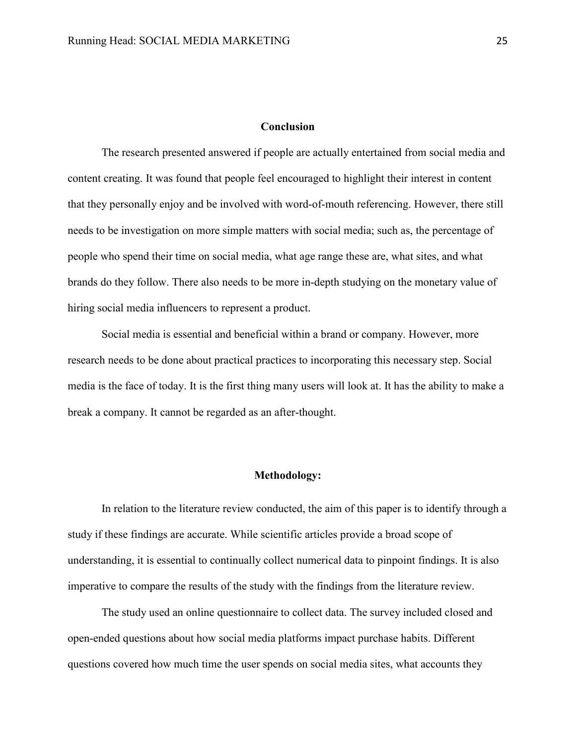## Conclusion

The research presented answered if people are actually entertained from social media and content creating. It was found that people feel encouraged to highlight their interest in content that they personally enjoy and be involved with word-of-mouth referencing. However, there still needs to be investigation on more simple matters with social media; such as, the percentage of people who spend their time on social media, what age range these are, what sites, and what brands do they follow. There also needs to be more in-depth studying on the monetary value of hiring social media influencers to represent a product.

Social media is essential and beneficial within a brand or company. However, more research needs to be done about practical practices to incorporating this necessary step. Social media is the face of today. It is the first thing many users will look at. It has the ability to make a break a company. It cannot be regarded as an after-thought.

## Methodology:

In relation to the literature review conducted, the aim of this paper is to identify through a study if these findings are accurate. While scientific articles provide a broad scope of understanding, it is essential to continually collect numerical data to pinpoint findings. It is also imperative to compare the results of the study with the findings from the literature review.

The study used an online questionnaire to collect data. The survey included closed and open-ended questions about how social media platforms impact purchase habits. Different questions covered how much time the user spends on social media sites, what accounts they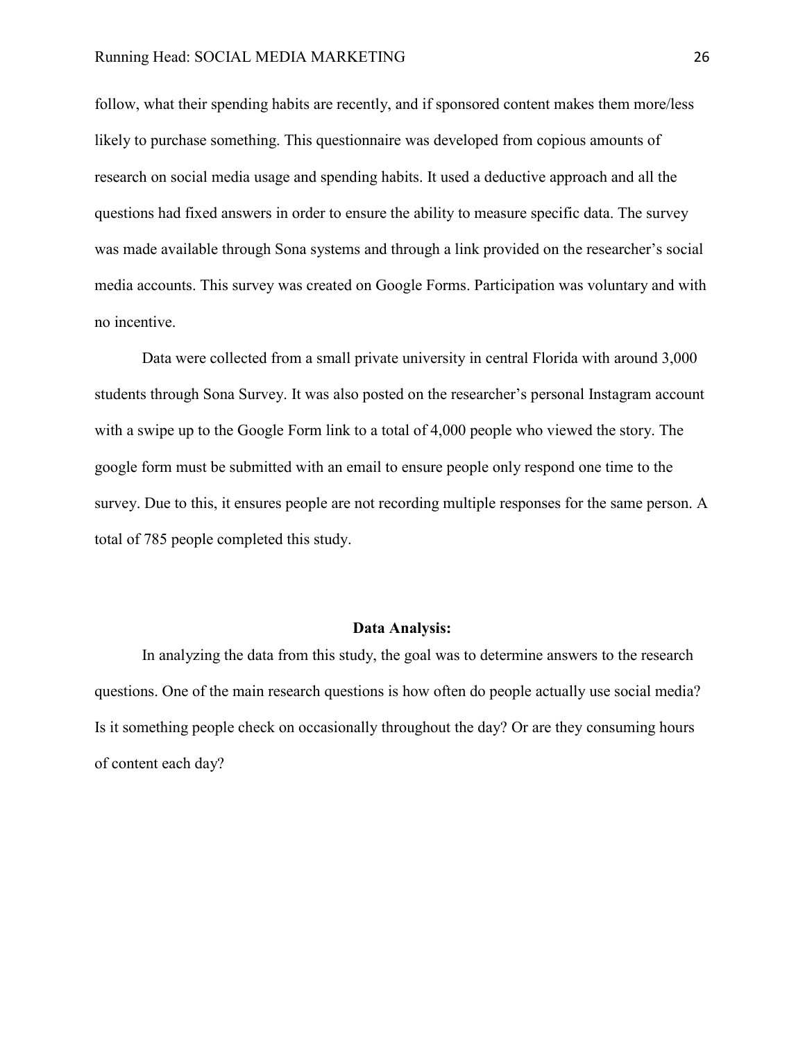follow, what their spending habits are recently, and if sponsored content makes them more/less likely to purchase something. This questionnaire was developed from copious amounts of research on social media usage and spending habits. It used a deductive approach and all the questions had fixed answers in order to ensure the ability to measure specific data. The survey was made available through Sona systems and through a link provided on the researcher's social media accounts. This survey was created on Google Forms. Participation was voluntary and with no incentive.

Data were collected from a small private university in central Florida with around 3,000 students through Sona Survey. It was also posted on the researcher's personal Instagram account with a swipe up to the Google Form link to a total of 4,000 people who viewed the story. The google form must be submitted with an email to ensure people only respond one time to the survey. Due to this, it ensures people are not recording multiple responses for the same person. A total of 785 people completed this study.

## Data Analysis:

In analyzing the data from this study, the goal was to determine answers to the research questions. One of the main research questions is how often do people actually use social media? Is it something people check on occasionally throughout the day? Or are they consuming hours of content each day?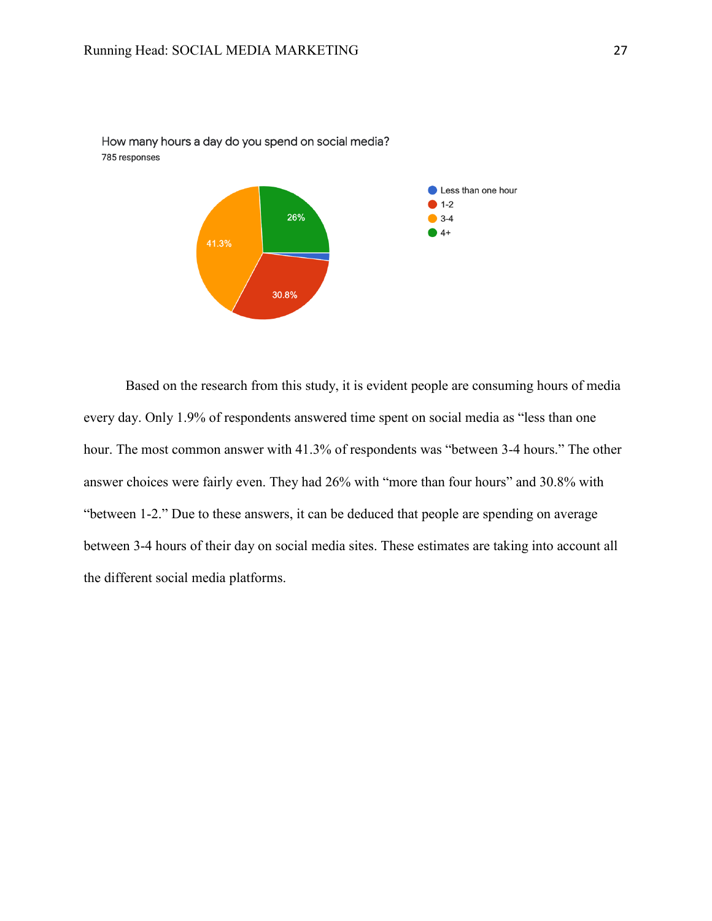How many hours a day do you spend on social media?
785 responses

- Less than one hour
- 1-2: 30.8%
- 3-4: 41.3%
- 4+: 26%

Based on the research from this study, it is evident people are consuming hours of media every day. Only 1.9% of respondents answered time spent on social media as "less than one hour. The most common answer with 41.3% of respondents was "between 3-4 hours." The other answer choices were fairly even. They had 26% with "more than four hours" and 30.8% with "between 1-2." Due to these answers, it can be deduced that people are spending on average between 3-4 hours of their day on social media sites. These estimates are taking into account all the different social media platforms.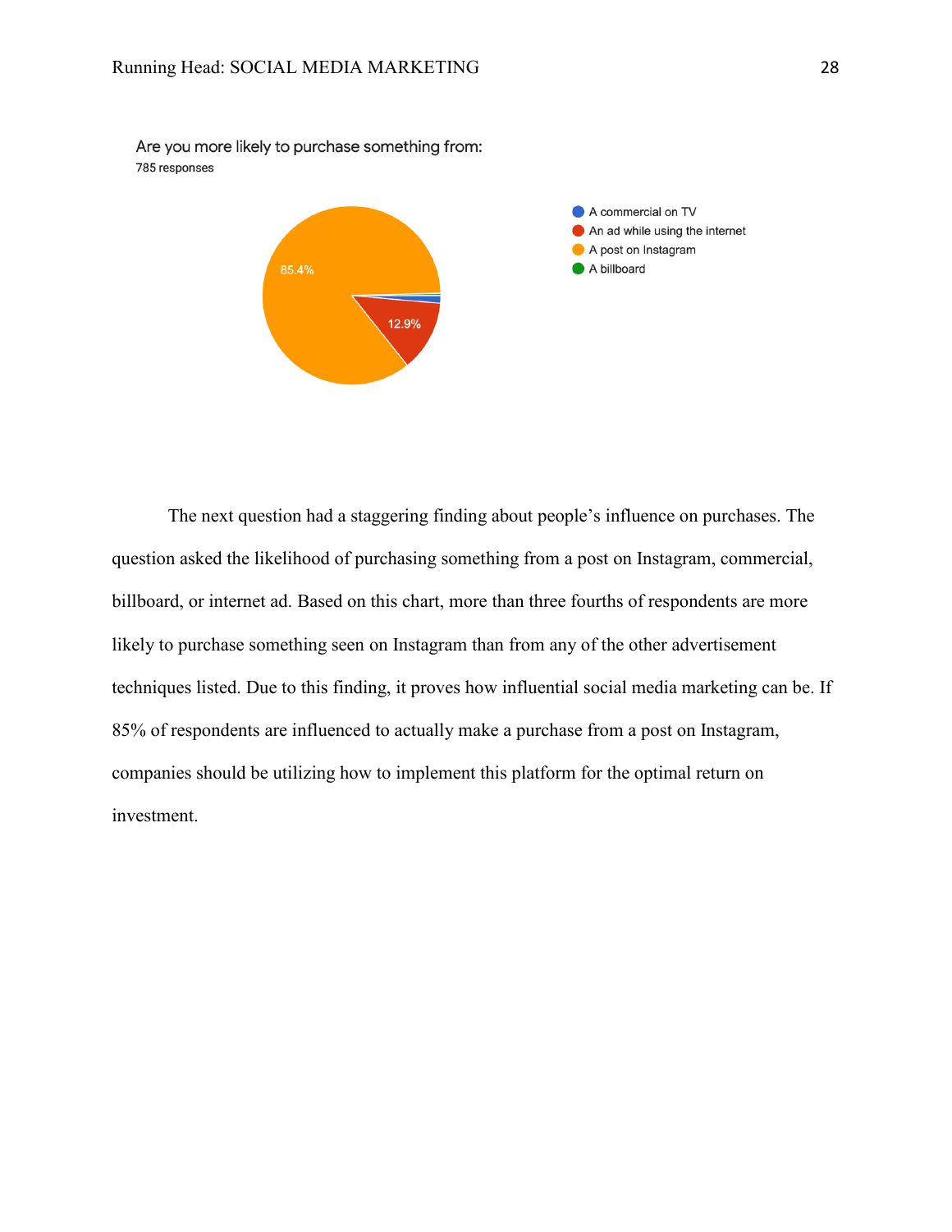Are you more likely to purchase something from:

785 responses

- A commercial on TV
- An ad while using the internet
- A post on Instagram
- A billboard

85.4%

12.9%

The next question had a staggering finding about people's influence on purchases. The question asked the likelihood of purchasing something from a post on Instagram, commercial, billboard, or internet ad. Based on this chart, more than three fourths of respondents are more likely to purchase something seen on Instagram than from any of the other advertisement techniques listed. Due to this finding, it proves how influential social media marketing can be. If 85% of respondents are influenced to actually make a purchase from a post on Instagram, companies should be utilizing how to implement this platform for the optimal return on investment.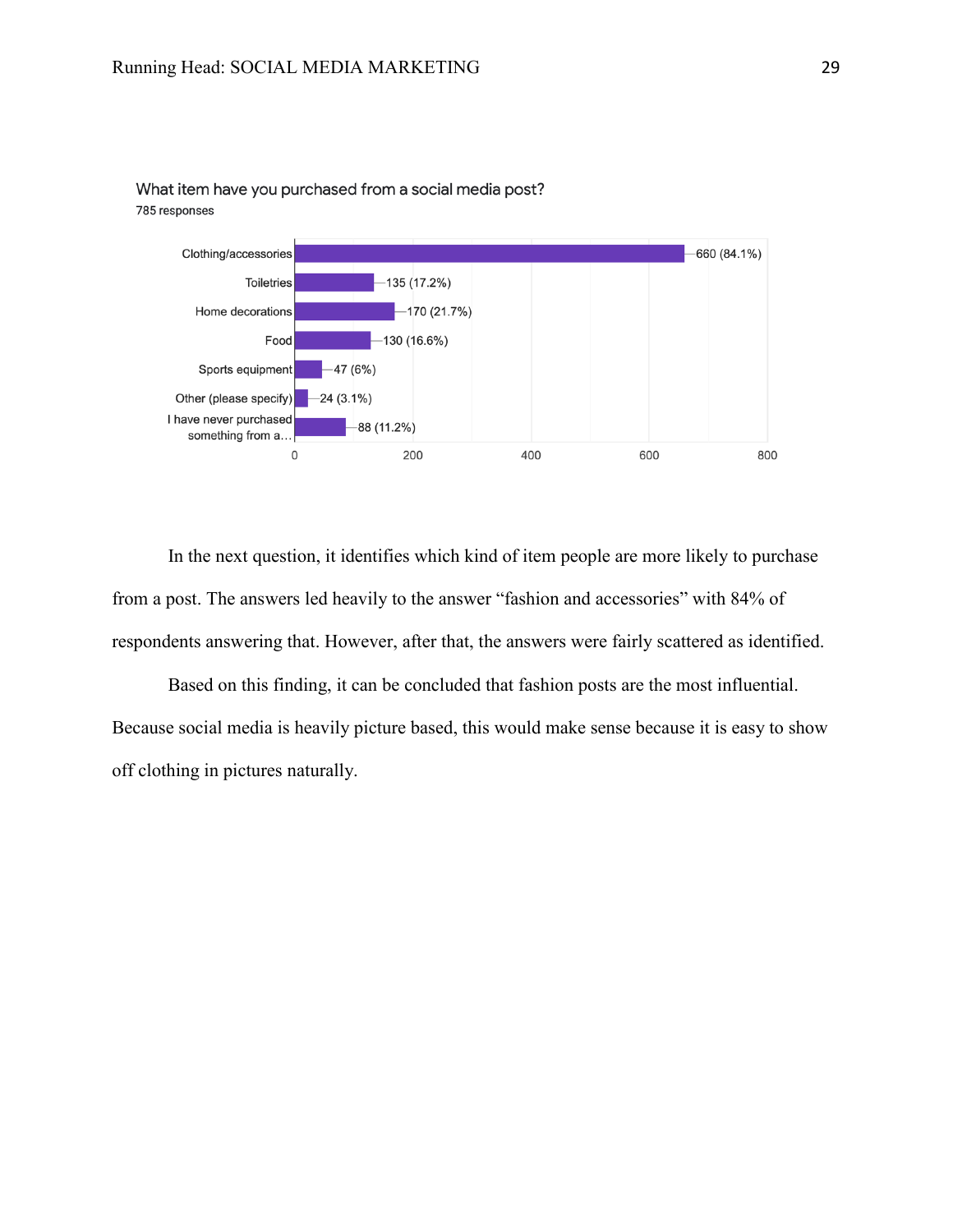What item have you purchased from a social media post?

785 responses

| Item | Responses |
|---|---|
| Clothing/accessories | 660 (84.1%) |
| Toiletries | 135 (17.2%) |
| Home decorations | 170 (21.7%) |
| Food | 130 (16.6%) |
| Sports equipment | 47 (6%) |
| Other (please specify) | 24 (3.1%) |
| I have never purchased something from a... | 88 (11.2%) |

In the next question, it identifies which kind of item people are more likely to purchase from a post. The answers led heavily to the answer "fashion and accessories" with 84% of respondents answering that. However, after that, the answers were fairly scattered as identified.

Based on this finding, it can be concluded that fashion posts are the most influential. Because social media is heavily picture based, this would make sense because it is easy to show off clothing in pictures naturally.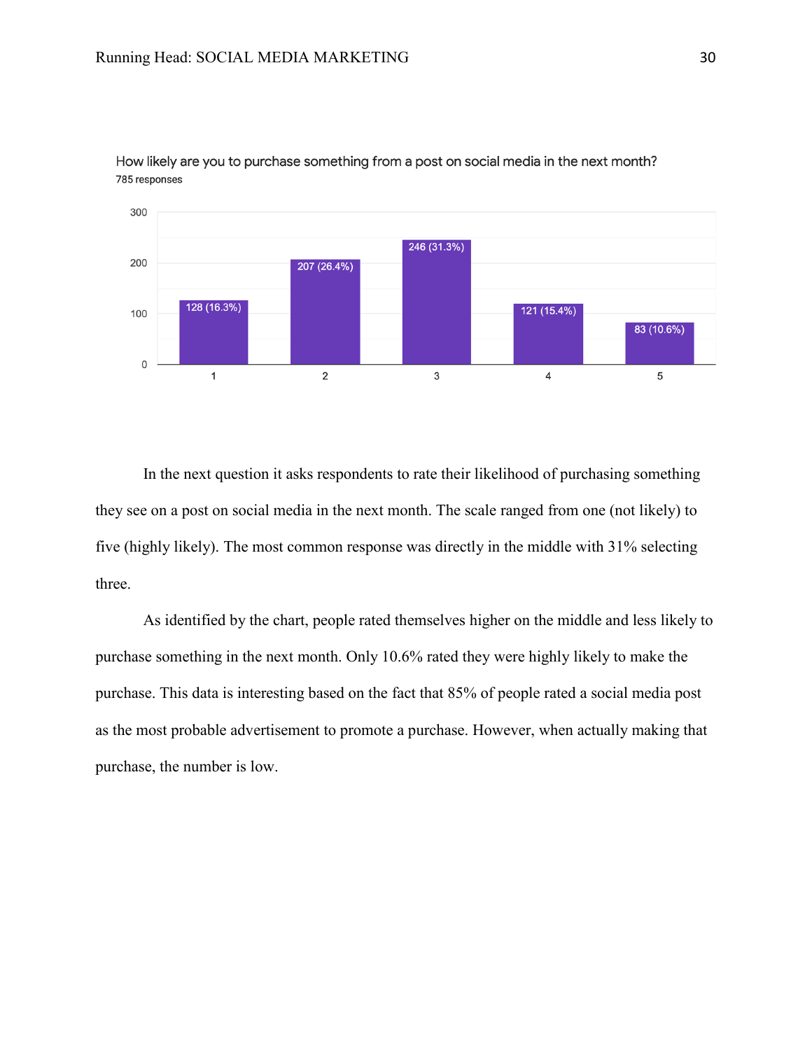How likely are you to purchase something from a post on social media in the next month?
785 responses

| Rating | Responses |
|---|---|
| 1 | 128 (16.3%) |
| 2 | 207 (26.4%) |
| 3 | 246 (31.3%) |
| 4 | 121 (15.4%) |
| 5 | 83 (10.6%) |

In the next question it asks respondents to rate their likelihood of purchasing something they see on a post on social media in the next month. The scale ranged from one (not likely) to five (highly likely). The most common response was directly in the middle with 31% selecting three.

As identified by the chart, people rated themselves higher on the middle and less likely to purchase something in the next month. Only 10.6% rated they were highly likely to make the purchase. This data is interesting based on the fact that 85% of people rated a social media post as the most probable advertisement to promote a purchase. However, when actually making that purchase, the number is low.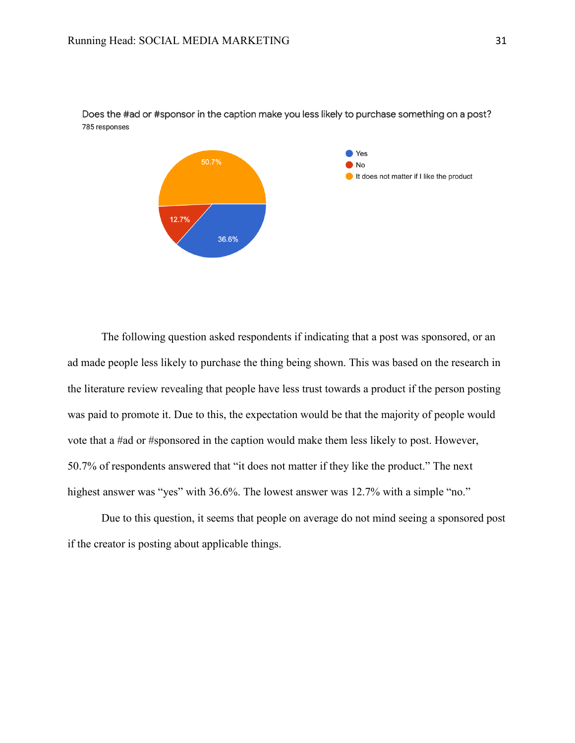Does the #ad or #sponsor in the caption make you less likely to purchase something on a post?
785 responses

- Yes: 36.6%
- No: 12.7%
- It does not matter if I like the product: 50.7%

The following question asked respondents if indicating that a post was sponsored, or an ad made people less likely to purchase the thing being shown. This was based on the research in the literature review revealing that people have less trust towards a product if the person posting was paid to promote it. Due to this, the expectation would be that the majority of people would vote that a #ad or #sponsored in the caption would make them less likely to post. However, 50.7% of respondents answered that "it does not matter if they like the product." The next highest answer was "yes" with 36.6%. The lowest answer was 12.7% with a simple "no."

Due to this question, it seems that people on average do not mind seeing a sponsored post if the creator is posting about applicable things.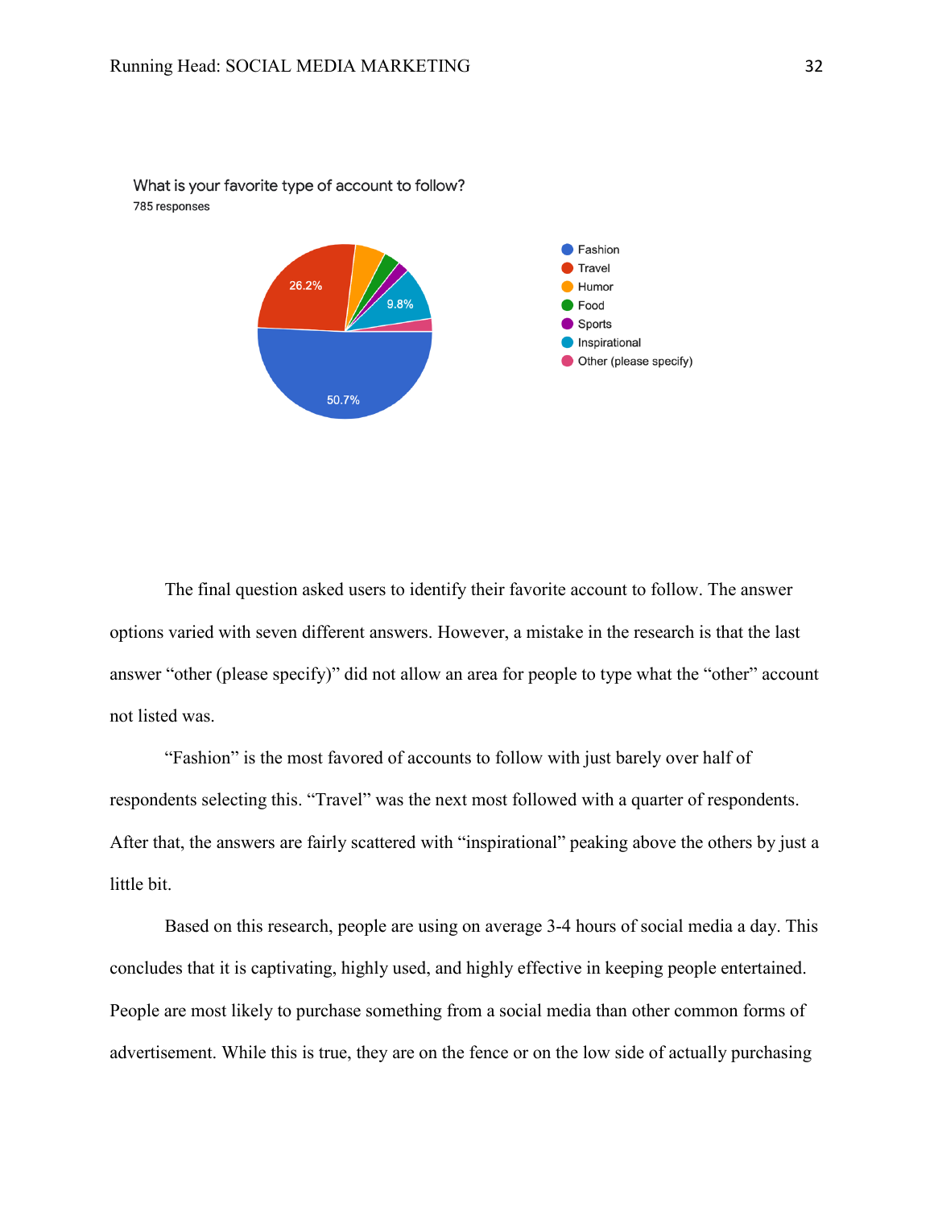What is your favorite type of account to follow?
785 responses

- Fashion 50.7%
- Travel 26.2%
- Humor
- Food
- Sports
- Inspirational 9.8%
- Other (please specify)

The final question asked users to identify their favorite account to follow. The answer options varied with seven different answers. However, a mistake in the research is that the last answer "other (please specify)" did not allow an area for people to type what the "other" account not listed was.

"Fashion" is the most favored of accounts to follow with just barely over half of respondents selecting this. "Travel" was the next most followed with a quarter of respondents. After that, the answers are fairly scattered with "inspirational" peaking above the others by just a little bit.

Based on this research, people are using on average 3-4 hours of social media a day. This concludes that it is captivating, highly used, and highly effective in keeping people entertained. People are most likely to purchase something from a social media than other common forms of advertisement. While this is true, they are on the fence or on the low side of actually purchasing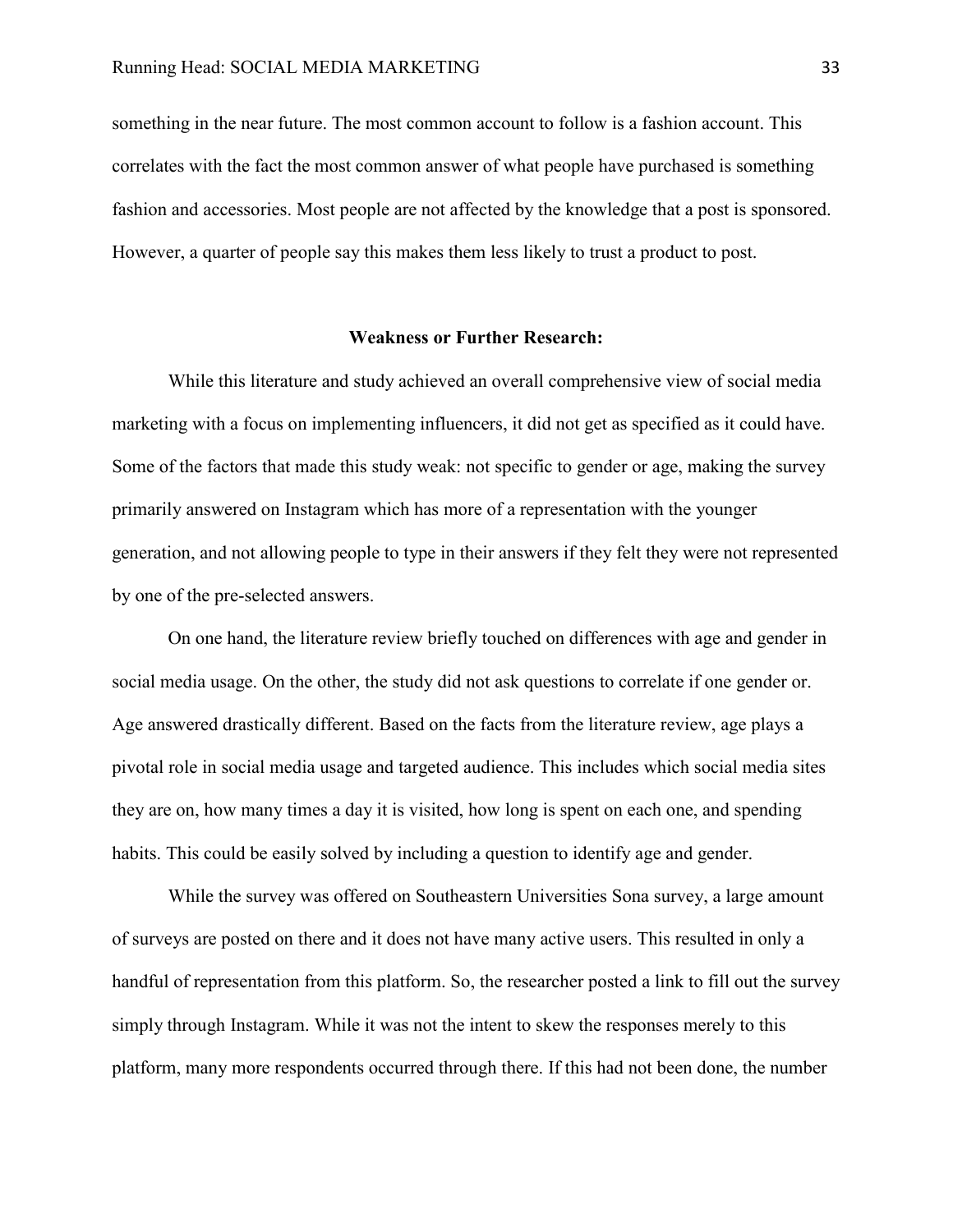something in the near future. The most common account to follow is a fashion account. This correlates with the fact the most common answer of what people have purchased is something fashion and accessories. Most people are not affected by the knowledge that a post is sponsored. However, a quarter of people say this makes them less likely to trust a product to post.

## Weakness or Further Research:

While this literature and study achieved an overall comprehensive view of social media marketing with a focus on implementing influencers, it did not get as specified as it could have. Some of the factors that made this study weak: not specific to gender or age, making the survey primarily answered on Instagram which has more of a representation with the younger generation, and not allowing people to type in their answers if they felt they were not represented by one of the pre-selected answers.

On one hand, the literature review briefly touched on differences with age and gender in social media usage. On the other, the study did not ask questions to correlate if one gender or. Age answered drastically different. Based on the facts from the literature review, age plays a pivotal role in social media usage and targeted audience. This includes which social media sites they are on, how many times a day it is visited, how long is spent on each one, and spending habits. This could be easily solved by including a question to identify age and gender.

While the survey was offered on Southeastern Universities Sona survey, a large amount of surveys are posted on there and it does not have many active users. This resulted in only a handful of representation from this platform. So, the researcher posted a link to fill out the survey simply through Instagram. While it was not the intent to skew the responses merely to this platform, many more respondents occurred through there. If this had not been done, the number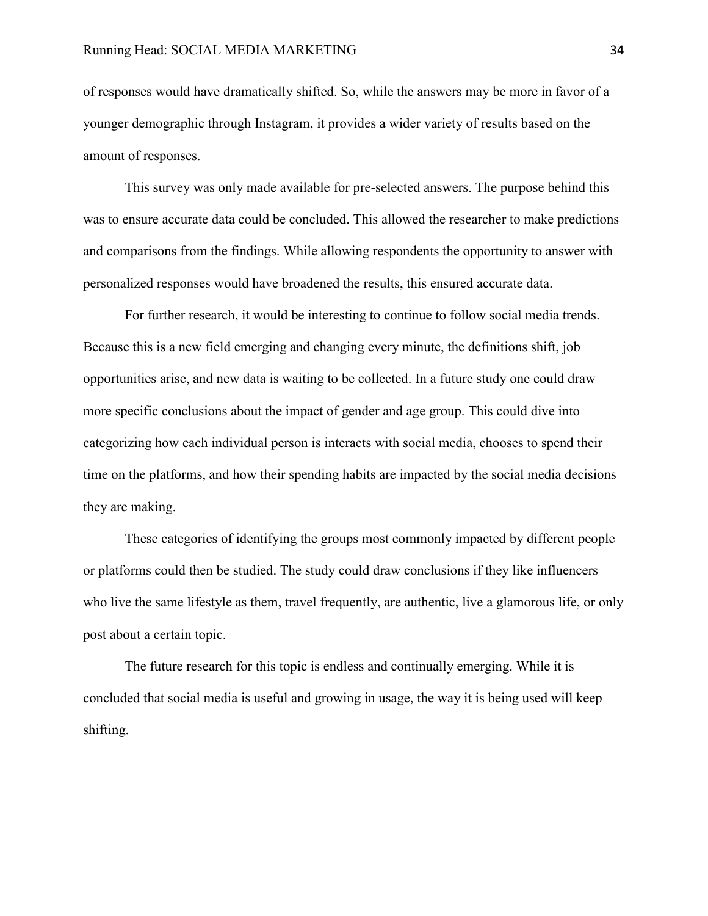of responses would have dramatically shifted. So, while the answers may be more in favor of a younger demographic through Instagram, it provides a wider variety of results based on the amount of responses.

This survey was only made available for pre-selected answers. The purpose behind this was to ensure accurate data could be concluded. This allowed the researcher to make predictions and comparisons from the findings. While allowing respondents the opportunity to answer with personalized responses would have broadened the results, this ensured accurate data.

For further research, it would be interesting to continue to follow social media trends. Because this is a new field emerging and changing every minute, the definitions shift, job opportunities arise, and new data is waiting to be collected. In a future study one could draw more specific conclusions about the impact of gender and age group. This could dive into categorizing how each individual person is interacts with social media, chooses to spend their time on the platforms, and how their spending habits are impacted by the social media decisions they are making.

These categories of identifying the groups most commonly impacted by different people or platforms could then be studied. The study could draw conclusions if they like influencers who live the same lifestyle as them, travel frequently, are authentic, live a glamorous life, or only post about a certain topic.

The future research for this topic is endless and continually emerging. While it is concluded that social media is useful and growing in usage, the way it is being used will keep shifting.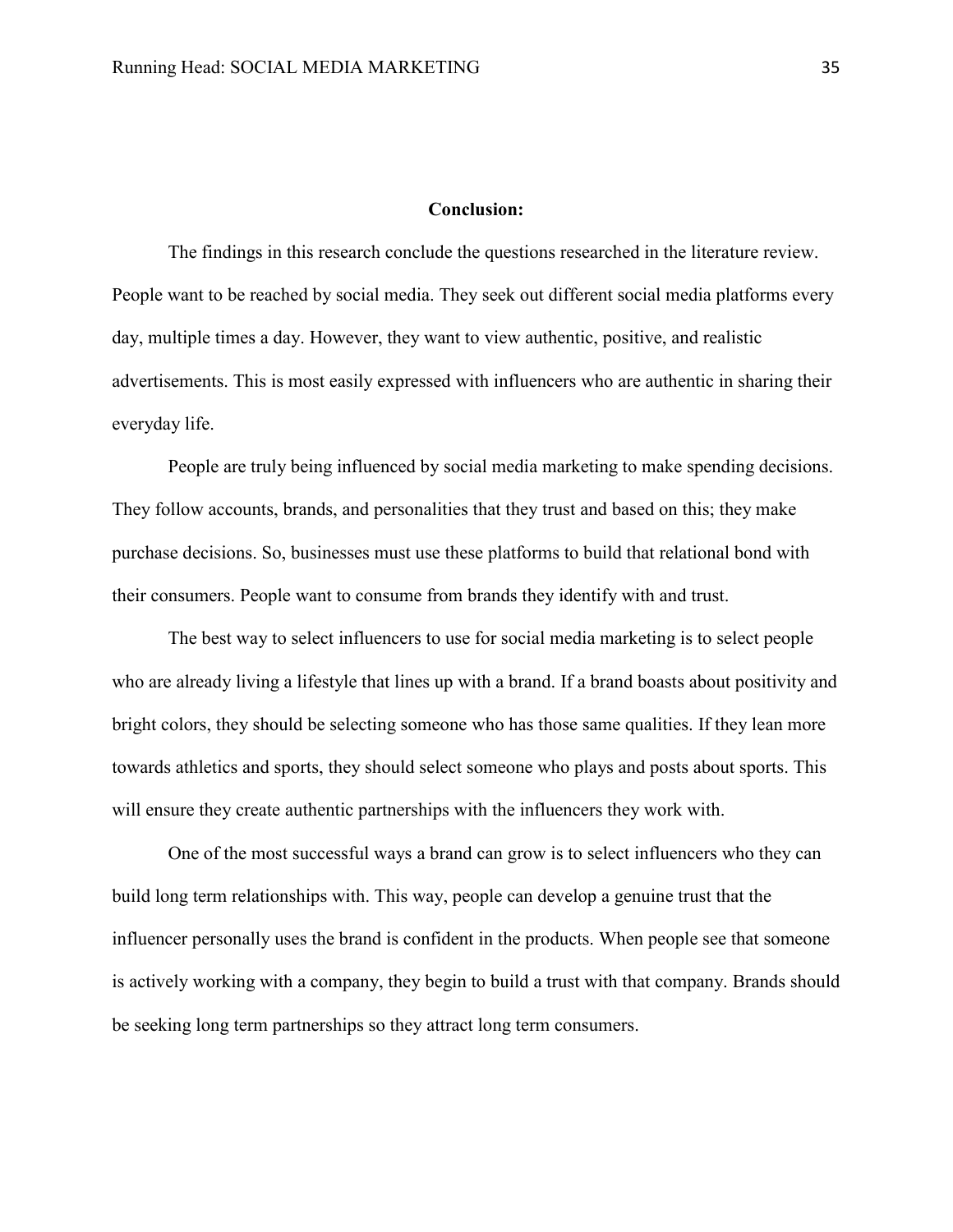**Conclusion:**

The findings in this research conclude the questions researched in the literature review. People want to be reached by social media. They seek out different social media platforms every day, multiple times a day. However, they want to view authentic, positive, and realistic advertisements. This is most easily expressed with influencers who are authentic in sharing their everyday life.

People are truly being influenced by social media marketing to make spending decisions. They follow accounts, brands, and personalities that they trust and based on this; they make purchase decisions. So, businesses must use these platforms to build that relational bond with their consumers. People want to consume from brands they identify with and trust.

The best way to select influencers to use for social media marketing is to select people who are already living a lifestyle that lines up with a brand. If a brand boasts about positivity and bright colors, they should be selecting someone who has those same qualities. If they lean more towards athletics and sports, they should select someone who plays and posts about sports. This will ensure they create authentic partnerships with the influencers they work with.

One of the most successful ways a brand can grow is to select influencers who they can build long term relationships with. This way, people can develop a genuine trust that the influencer personally uses the brand is confident in the products. When people see that someone is actively working with a company, they begin to build a trust with that company. Brands should be seeking long term partnerships so they attract long term consumers.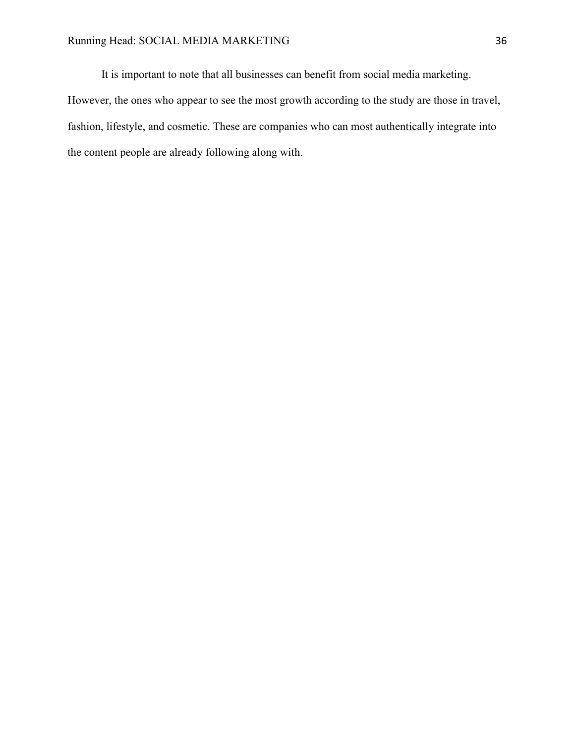It is important to note that all businesses can benefit from social media marketing. However, the ones who appear to see the most growth according to the study are those in travel, fashion, lifestyle, and cosmetic. These are companies who can most authentically integrate into the content people are already following along with.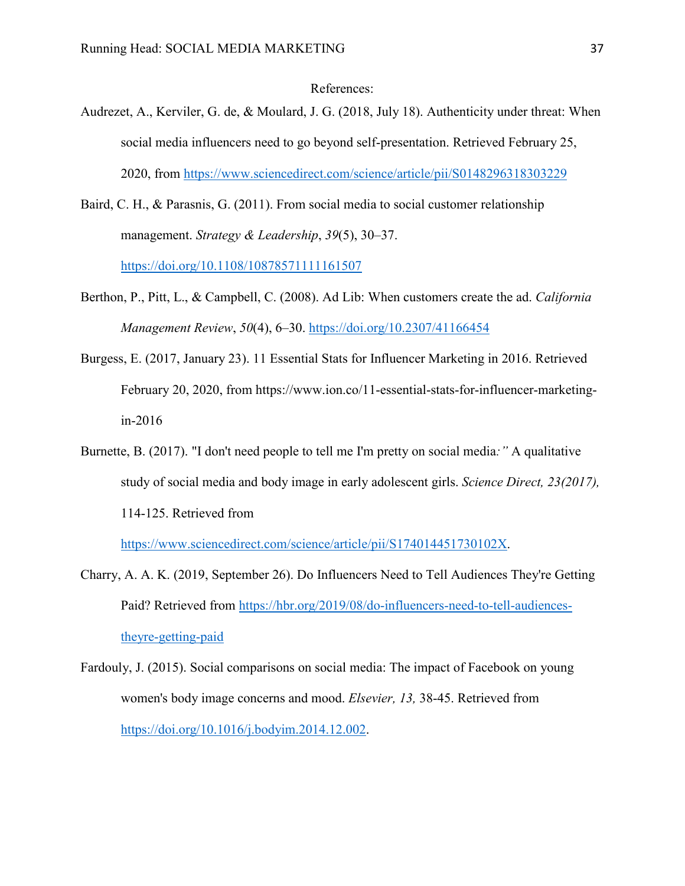References:

Audrezet, A., Kerviler, G. de, & Moulard, J. G. (2018, July 18). Authenticity under threat: When social media influencers need to go beyond self-presentation. Retrieved February 25, 2020, from https://www.sciencedirect.com/science/article/pii/S0148296318303229

Baird, C. H., & Parasnis, G. (2011). From social media to social customer relationship management. *Strategy & Leadership*, *39*(5), 30–37. https://doi.org/10.1108/10878571111161507

Berthon, P., Pitt, L., & Campbell, C. (2008). Ad Lib: When customers create the ad. *California Management Review*, *50*(4), 6–30. https://doi.org/10.2307/41166454

Burgess, E. (2017, January 23). 11 Essential Stats for Influencer Marketing in 2016. Retrieved February 20, 2020, from https://www.ion.co/11-essential-stats-for-influencer-marketing-in-2016

Burnette, B. (2017). "I don't need people to tell me I'm pretty on social media*:"* A qualitative study of social media and body image in early adolescent girls. *Science Direct, 23(2017),* 114-125. Retrieved from https://www.sciencedirect.com/science/article/pii/S174014451730102X.

Charry, A. A. K. (2019, September 26). Do Influencers Need to Tell Audiences They're Getting Paid? Retrieved from https://hbr.org/2019/08/do-influencers-need-to-tell-audiences-theyre-getting-paid

Fardouly, J. (2015). Social comparisons on social media: The impact of Facebook on young women's body image concerns and mood. *Elsevier, 13,* 38-45. Retrieved from https://doi.org/10.1016/j.bodyim.2014.12.002.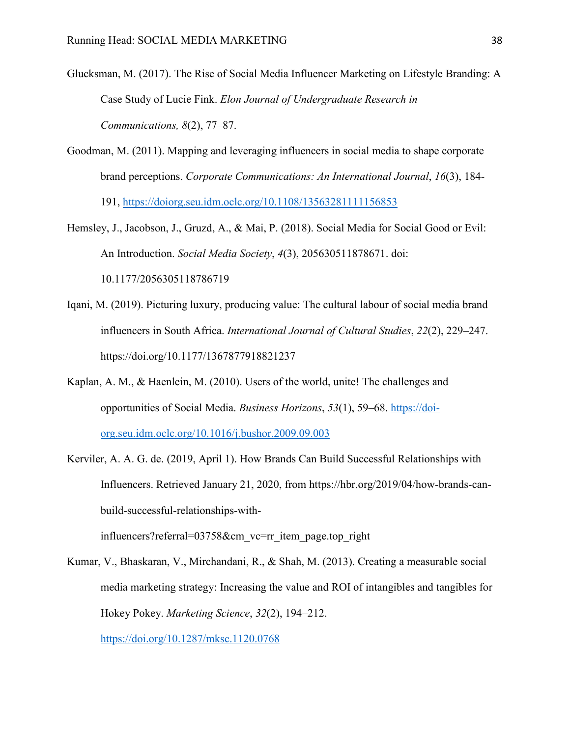Glucksman, M. (2017). The Rise of Social Media Influencer Marketing on Lifestyle Branding: A Case Study of Lucie Fink. *Elon Journal of Undergraduate Research in Communications, 8*(2), 77–87.

Goodman, M. (2011). Mapping and leveraging influencers in social media to shape corporate brand perceptions. *Corporate Communications: An International Journal*, *16*(3), 184-191, https://doiorg.seu.idm.oclc.org/10.1108/13563281111156853

Hemsley, J., Jacobson, J., Gruzd, A., & Mai, P. (2018). Social Media for Social Good or Evil: An Introduction. *Social Media Society*, *4*(3), 205630511878671. doi: 10.1177/2056305118786719

Iqani, M. (2019). Picturing luxury, producing value: The cultural labour of social media brand influencers in South Africa. *International Journal of Cultural Studies*, *22*(2), 229–247. https://doi.org/10.1177/1367877918821237

Kaplan, A. M., & Haenlein, M. (2010). Users of the world, unite! The challenges and opportunities of Social Media. *Business Horizons*, *53*(1), 59–68. https://doi-org.seu.idm.oclc.org/10.1016/j.bushor.2009.09.003

Kerviler, A. A. G. de. (2019, April 1). How Brands Can Build Successful Relationships with Influencers. Retrieved January 21, 2020, from https://hbr.org/2019/04/how-brands-can-build-successful-relationships-with-influencers?referral=03758&cm_vc=rr_item_page.top_right

Kumar, V., Bhaskaran, V., Mirchandani, R., & Shah, M. (2013). Creating a measurable social media marketing strategy: Increasing the value and ROI of intangibles and tangibles for Hokey Pokey. *Marketing Science*, *32*(2), 194–212. https://doi.org/10.1287/mksc.1120.0768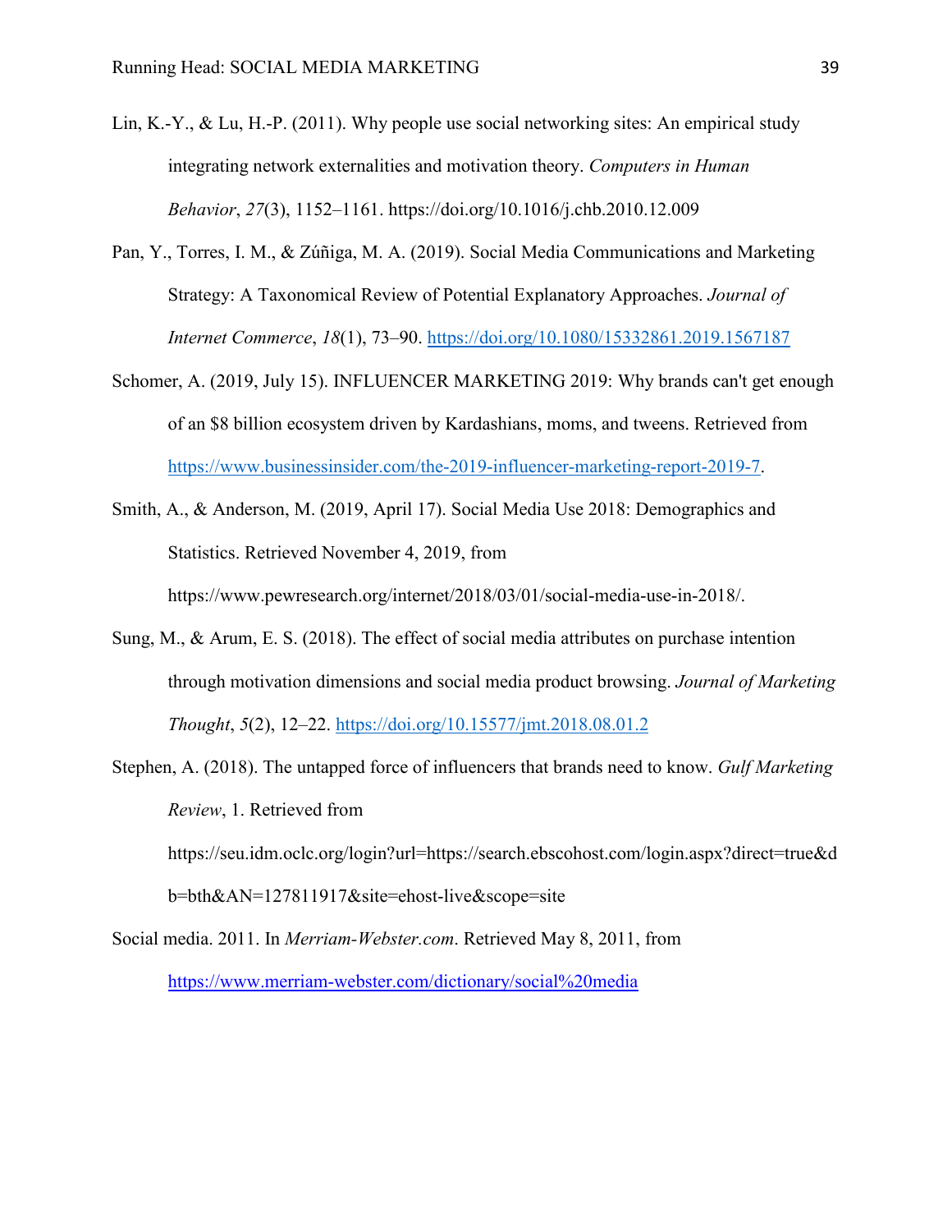Lin, K.-Y., & Lu, H.-P. (2011). Why people use social networking sites: An empirical study integrating network externalities and motivation theory. *Computers in Human Behavior*, *27*(3), 1152–1161. https://doi.org/10.1016/j.chb.2010.12.009

Pan, Y., Torres, I. M., & Zúñiga, M. A. (2019). Social Media Communications and Marketing Strategy: A Taxonomical Review of Potential Explanatory Approaches. *Journal of Internet Commerce*, *18*(1), 73–90. https://doi.org/10.1080/15332861.2019.1567187

Schomer, A. (2019, July 15). INFLUENCER MARKETING 2019: Why brands can't get enough of an $8 billion ecosystem driven by Kardashians, moms, and tweens. Retrieved from https://www.businessinsider.com/the-2019-influencer-marketing-report-2019-7.

Smith, A., & Anderson, M. (2019, April 17). Social Media Use 2018: Demographics and Statistics. Retrieved November 4, 2019, from https://www.pewresearch.org/internet/2018/03/01/social-media-use-in-2018/.

Sung, M., & Arum, E. S. (2018). The effect of social media attributes on purchase intention through motivation dimensions and social media product browsing. *Journal of Marketing Thought*, *5*(2), 12–22. https://doi.org/10.15577/jmt.2018.08.01.2

Stephen, A. (2018). The untapped force of influencers that brands need to know. *Gulf Marketing Review*, 1. Retrieved from https://seu.idm.oclc.org/login?url=https://search.ebscohost.com/login.aspx?direct=true&db=bth&AN=127811917&site=ehost-live&scope=site

Social media. 2011. In *Merriam-Webster.com*. Retrieved May 8, 2011, from https://www.merriam-webster.com/dictionary/social%20media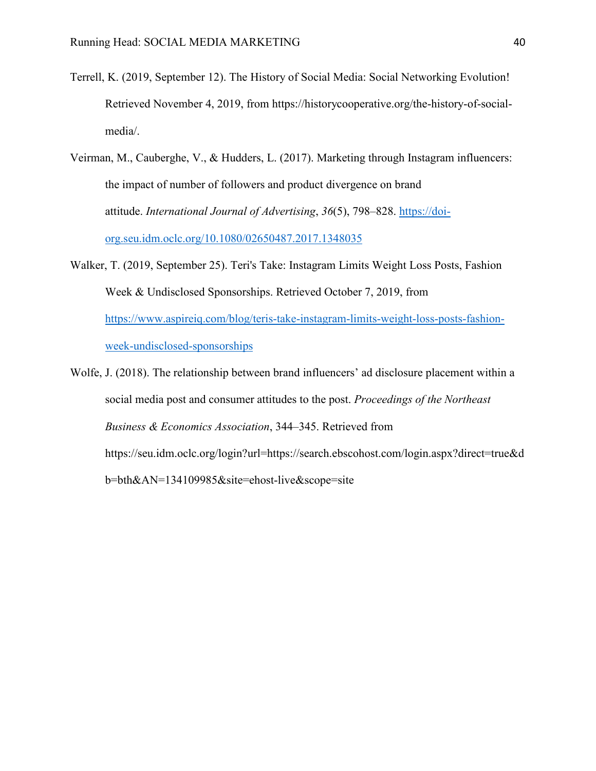Terrell, K. (2019, September 12). The History of Social Media: Social Networking Evolution! Retrieved November 4, 2019, from https://historycooperative.org/the-history-of-social-media/.

Veirman, M., Cauberghe, V., & Hudders, L. (2017). Marketing through Instagram influencers: the impact of number of followers and product divergence on brand attitude. *International Journal of Advertising*, *36*(5), 798–828. https://doi-org.seu.idm.oclc.org/10.1080/02650487.2017.1348035

Walker, T. (2019, September 25). Teri's Take: Instagram Limits Weight Loss Posts, Fashion Week & Undisclosed Sponsorships. Retrieved October 7, 2019, from https://www.aspireiq.com/blog/teris-take-instagram-limits-weight-loss-posts-fashion-week-undisclosed-sponsorships

Wolfe, J. (2018). The relationship between brand influencers' ad disclosure placement within a social media post and consumer attitudes to the post. *Proceedings of the Northeast Business & Economics Association*, 344–345. Retrieved from https://seu.idm.oclc.org/login?url=https://search.ebscohost.com/login.aspx?direct=true&db=bth&AN=134109985&site=ehost-live&scope=site